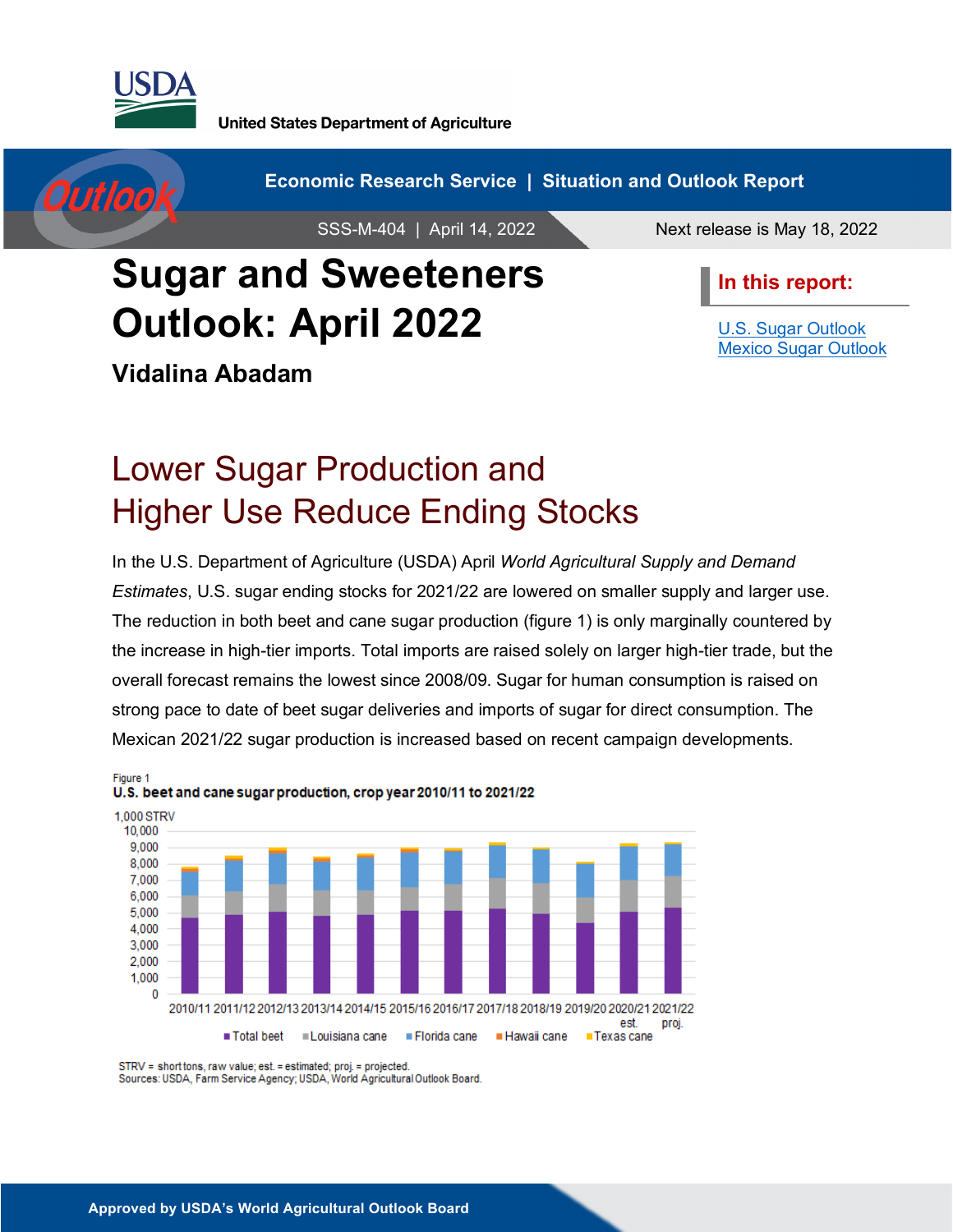United States Department of Agriculture

Economic Research Service | Situation and Outlook Report

SSS-M-404 | April 14, 2022

Next release is May 18, 2022

# Sugar and Sweeteners Outlook: April 2022

**Vidalina Abadam**

**In this report:**

U.S. Sugar Outlook
Mexico Sugar Outlook

## Lower Sugar Production and Higher Use Reduce Ending Stocks

In the U.S. Department of Agriculture (USDA) April *World Agricultural Supply and Demand Estimates*, U.S. sugar ending stocks for 2021/22 are lowered on smaller supply and larger use. The reduction in both beet and cane sugar production (figure 1) is only marginally countered by the increase in high-tier imports. Total imports are raised solely on larger high-tier trade, but the overall forecast remains the lowest since 2008/09. Sugar for human consumption is raised on strong pace to date of beet sugar deliveries and imports of sugar for direct consumption. The Mexican 2021/22 sugar production is increased based on recent campaign developments.

Figure 1
**U.S. beet and cane sugar production, crop year 2010/11 to 2021/22**

1,000 STRV

Legend: Total beet, Louisiana cane, Florida cane, Hawaii cane, Texas cane

Crop years: 2010/11, 2011/12, 2012/13, 2013/14, 2014/15, 2015/16, 2016/17, 2017/18, 2018/19, 2019/20, 2020/21 est., 2021/22 proj.

STRV = short tons, raw value; est. = estimated; proj. = projected.
Sources: USDA, Farm Service Agency; USDA, World Agricultural Outlook Board.

Approved by USDA's World Agricultural Outlook Board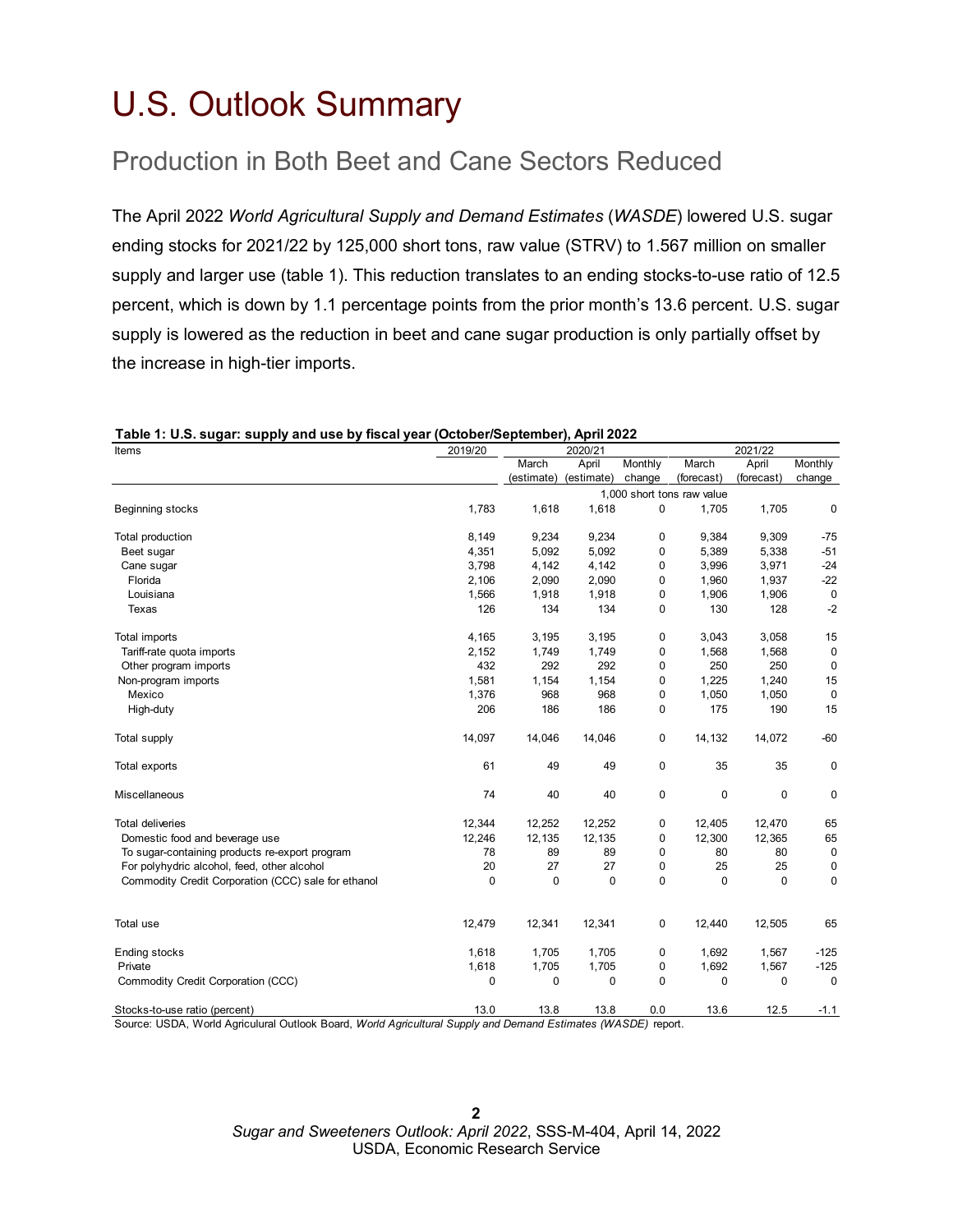# U.S. Outlook Summary

## Production in Both Beet and Cane Sectors Reduced

The April 2022 *World Agricultural Supply and Demand Estimates* (*WASDE*) lowered U.S. sugar ending stocks for 2021/22 by 125,000 short tons, raw value (STRV) to 1.567 million on smaller supply and larger use (table 1). This reduction translates to an ending stocks-to-use ratio of 12.5 percent, which is down by 1.1 percentage points from the prior month's 13.6 percent. U.S. sugar supply is lowered as the reduction in beet and cane sugar production is only partially offset by the increase in high-tier imports.

**Table 1: U.S. sugar: supply and use by fiscal year (October/September), April 2022**

| Items | 2019/20 | 2020/21 | | | 2021/22 | | |
|---|---|---|---|---|---|---|---|
| | | March (estimate) | April (estimate) | Monthly change | March (forecast) | April (forecast) | Monthly change |
| | 1,000 short tons raw value | | | | | | |
| Beginning stocks | 1,783 | 1,618 | 1,618 | 0 | 1,705 | 1,705 | 0 |
| Total production | 8,149 | 9,234 | 9,234 | 0 | 9,384 | 9,309 | -75 |
| Beet sugar | 4,351 | 5,092 | 5,092 | 0 | 5,389 | 5,338 | -51 |
| Cane sugar | 3,798 | 4,142 | 4,142 | 0 | 3,996 | 3,971 | -24 |
| Florida | 2,106 | 2,090 | 2,090 | 0 | 1,960 | 1,937 | -22 |
| Louisiana | 1,566 | 1,918 | 1,918 | 0 | 1,906 | 1,906 | 0 |
| Texas | 126 | 134 | 134 | 0 | 130 | 128 | -2 |
| Total imports | 4,165 | 3,195 | 3,195 | 0 | 3,043 | 3,058 | 15 |
| Tariff-rate quota imports | 2,152 | 1,749 | 1,749 | 0 | 1,568 | 1,568 | 0 |
| Other program imports | 432 | 292 | 292 | 0 | 250 | 250 | 0 |
| Non-program imports | 1,581 | 1,154 | 1,154 | 0 | 1,225 | 1,240 | 15 |
| Mexico | 1,376 | 968 | 968 | 0 | 1,050 | 1,050 | 0 |
| High-duty | 206 | 186 | 186 | 0 | 175 | 190 | 15 |
| Total supply | 14,097 | 14,046 | 14,046 | 0 | 14,132 | 14,072 | -60 |
| Total exports | 61 | 49 | 49 | 0 | 35 | 35 | 0 |
| Miscellaneous | 74 | 40 | 40 | 0 | 0 | 0 | 0 |
| Total deliveries | 12,344 | 12,252 | 12,252 | 0 | 12,405 | 12,470 | 65 |
| Domestic food and beverage use | 12,246 | 12,135 | 12,135 | 0 | 12,300 | 12,365 | 65 |
| To sugar-containing products re-export program | 78 | 89 | 89 | 0 | 80 | 80 | 0 |
| For polyhydric alcohol, feed, other alcohol | 20 | 27 | 27 | 0 | 25 | 25 | 0 |
| Commodity Credit Corporation (CCC) sale for ethanol | 0 | 0 | 0 | 0 | 0 | 0 | 0 |
| Total use | 12,479 | 12,341 | 12,341 | 0 | 12,440 | 12,505 | 65 |
| Ending stocks | 1,618 | 1,705 | 1,705 | 0 | 1,692 | 1,567 | -125 |
| Private | 1,618 | 1,705 | 1,705 | 0 | 1,692 | 1,567 | -125 |
| Commodity Credit Corporation (CCC) | 0 | 0 | 0 | 0 | 0 | 0 | 0 |
| Stocks-to-use ratio (percent) | 13.0 | 13.8 | 13.8 | 0.0 | 13.6 | 12.5 | -1.1 |

Source: USDA, World Agriculural Outlook Board, *World Agricultural Supply and Demand Estimates (WASDE)* report.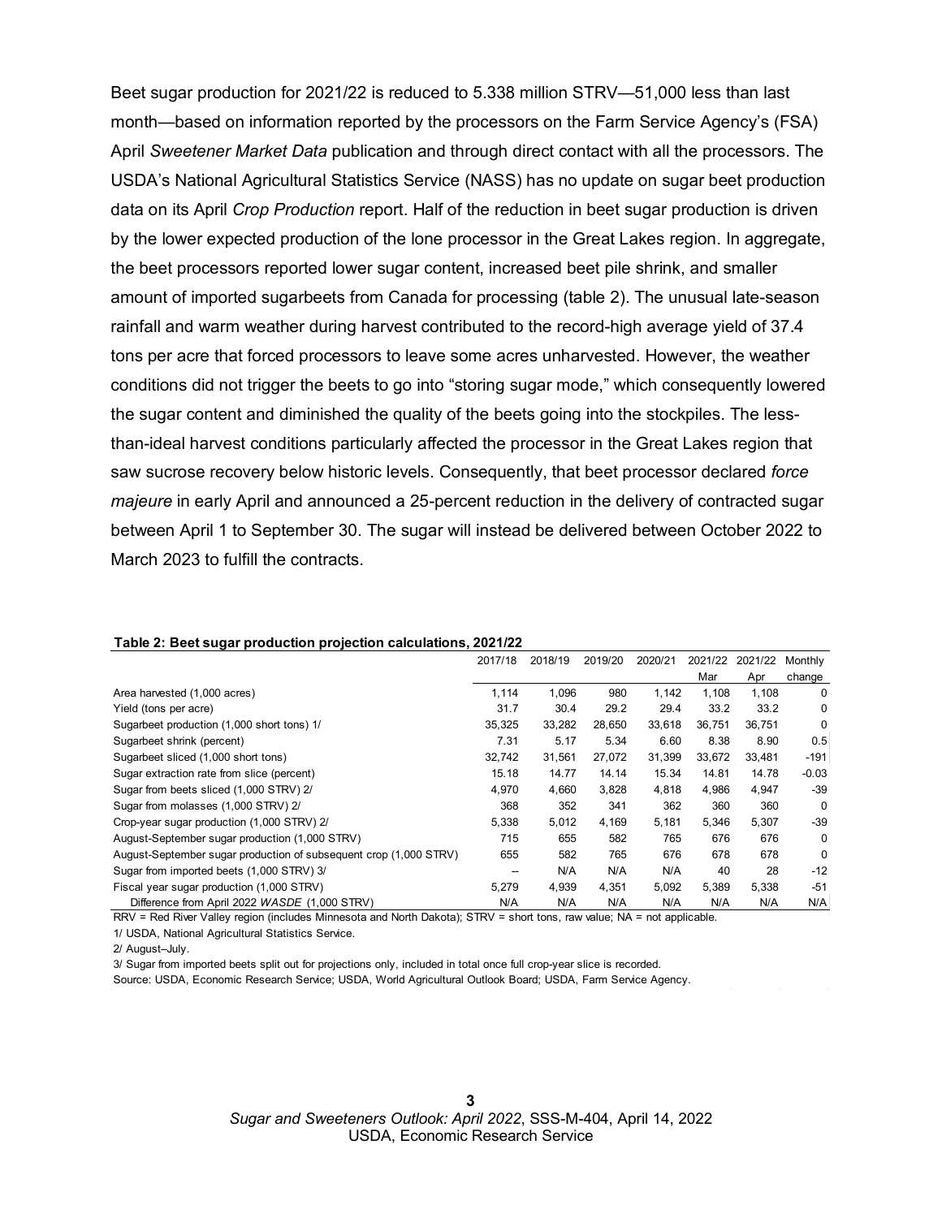Beet sugar production for 2021/22 is reduced to 5.338 million STRV—51,000 less than last month—based on information reported by the processors on the Farm Service Agency's (FSA) April *Sweetener Market Data* publication and through direct contact with all the processors. The USDA's National Agricultural Statistics Service (NASS) has no update on sugar beet production data on its April *Crop Production* report. Half of the reduction in beet sugar production is driven by the lower expected production of the lone processor in the Great Lakes region. In aggregate, the beet processors reported lower sugar content, increased beet pile shrink, and smaller amount of imported sugarbeets from Canada for processing (table 2). The unusual late-season rainfall and warm weather during harvest contributed to the record-high average yield of 37.4 tons per acre that forced processors to leave some acres unharvested. However, the weather conditions did not trigger the beets to go into "storing sugar mode," which consequently lowered the sugar content and diminished the quality of the beets going into the stockpiles. The less-than-ideal harvest conditions particularly affected the processor in the Great Lakes region that saw sucrose recovery below historic levels. Consequently, that beet processor declared *force majeure* in early April and announced a 25-percent reduction in the delivery of contracted sugar between April 1 to September 30. The sugar will instead be delivered between October 2022 to March 2023 to fulfill the contracts.

**Table 2: Beet sugar production projection calculations, 2021/22**

| | 2017/18 | 2018/19 | 2019/20 | 2020/21 | 2021/22 Mar | 2021/22 Apr | Monthly change |
|---|---|---|---|---|---|---|---|
| Area harvested (1,000 acres) | 1,114 | 1,096 | 980 | 1,142 | 1,108 | 1,108 | 0 |
| Yield (tons per acre) | 31.7 | 30.4 | 29.2 | 29.4 | 33.2 | 33.2 | 0 |
| Sugarbeet production (1,000 short tons) 1/ | 35,325 | 33,282 | 28,650 | 33,618 | 36,751 | 36,751 | 0 |
| Sugarbeet shrink (percent) | 7.31 | 5.17 | 5.34 | 6.60 | 8.38 | 8.90 | 0.5 |
| Sugarbeet sliced (1,000 short tons) | 32,742 | 31,561 | 27,072 | 31,399 | 33,672 | 33,481 | -191 |
| Sugar extraction rate from slice (percent) | 15.18 | 14.77 | 14.14 | 15.34 | 14.81 | 14.78 | -0.03 |
| Sugar from beets sliced (1,000 STRV) 2/ | 4,970 | 4,660 | 3,828 | 4,818 | 4,986 | 4,947 | -39 |
| Sugar from molasses (1,000 STRV) 2/ | 368 | 352 | 341 | 362 | 360 | 360 | 0 |
| Crop-year sugar production (1,000 STRV) 2/ | 5,338 | 5,012 | 4,169 | 5,181 | 5,346 | 5,307 | -39 |
| August-September sugar production (1,000 STRV) | 715 | 655 | 582 | 765 | 676 | 676 | 0 |
| August-September sugar production of subsequent crop (1,000 STRV) | 655 | 582 | 765 | 676 | 678 | 678 | 0 |
| Sugar from imported beets (1,000 STRV) 3/ | -- | N/A | N/A | N/A | 40 | 28 | -12 |
| Fiscal year sugar production (1,000 STRV) | 5,279 | 4,939 | 4,351 | 5,092 | 5,389 | 5,338 | -51 |
| Difference from April 2022 *WASDE* (1,000 STRV) | N/A | N/A | N/A | N/A | N/A | N/A | N/A |

RRV = Red River Valley region (includes Minnesota and North Dakota); STRV = short tons, raw value; NA = not applicable.

1/ USDA, National Agricultural Statistics Service.

2/ August–July.

3/ Sugar from imported beets split out for projections only, included in total once full crop-year slice is recorded.

Source: USDA, Economic Research Service; USDA, World Agricultural Outlook Board; USDA, Farm Service Agency.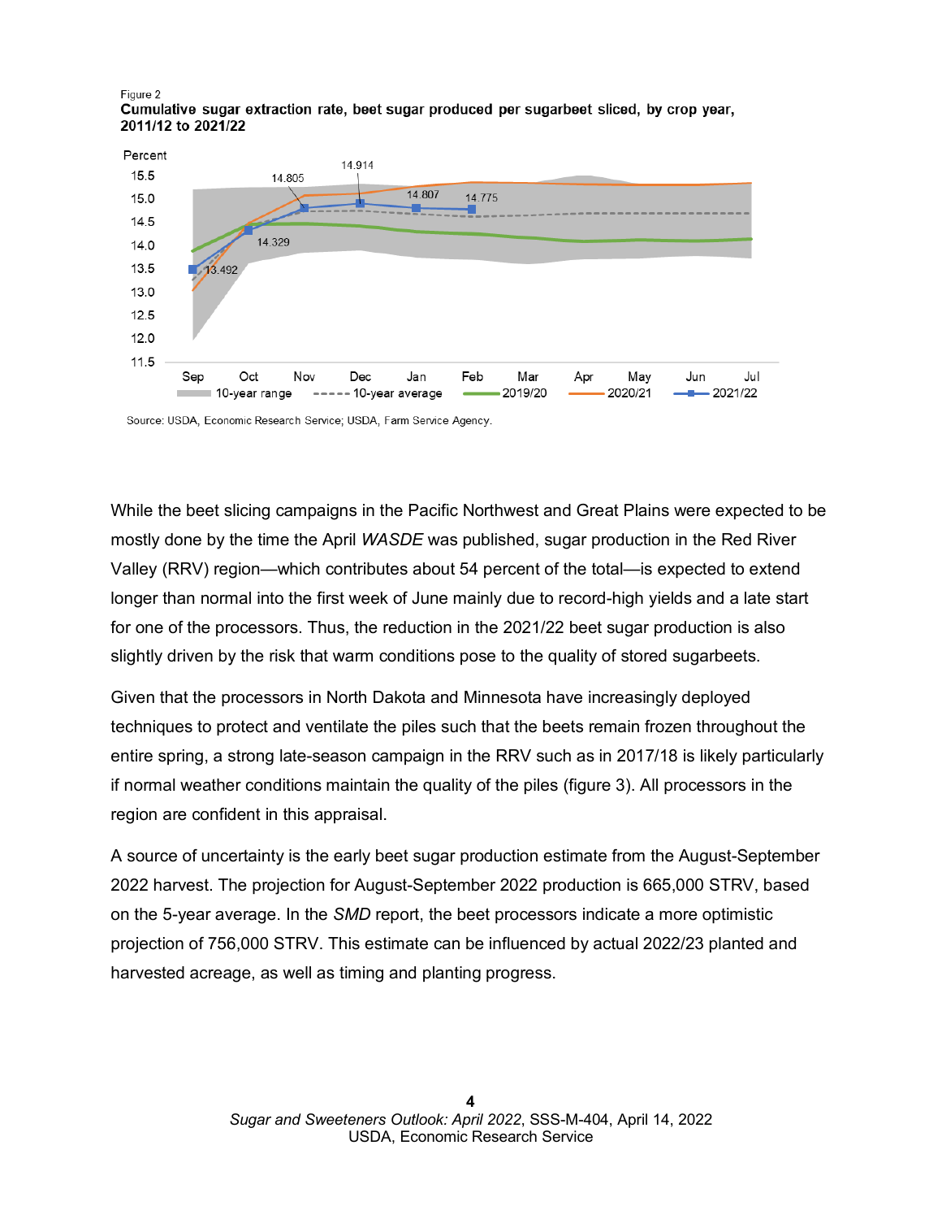Figure 2
**Cumulative sugar extraction rate, beet sugar produced per sugarbeet sliced, by crop year, 2011/12 to 2021/22**

Source: USDA, Economic Research Service; USDA, Farm Service Agency.

While the beet slicing campaigns in the Pacific Northwest and Great Plains were expected to be mostly done by the time the April *WASDE* was published, sugar production in the Red River Valley (RRV) region—which contributes about 54 percent of the total—is expected to extend longer than normal into the first week of June mainly due to record-high yields and a late start for one of the processors. Thus, the reduction in the 2021/22 beet sugar production is also slightly driven by the risk that warm conditions pose to the quality of stored sugarbeets.

Given that the processors in North Dakota and Minnesota have increasingly deployed techniques to protect and ventilate the piles such that the beets remain frozen throughout the entire spring, a strong late-season campaign in the RRV such as in 2017/18 is likely particularly if normal weather conditions maintain the quality of the piles (figure 3). All processors in the region are confident in this appraisal.

A source of uncertainty is the early beet sugar production estimate from the August-September 2022 harvest. The projection for August-September 2022 production is 665,000 STRV, based on the 5-year average. In the *SMD* report, the beet processors indicate a more optimistic projection of 756,000 STRV. This estimate can be influenced by actual 2022/23 planted and harvested acreage, as well as timing and planting progress.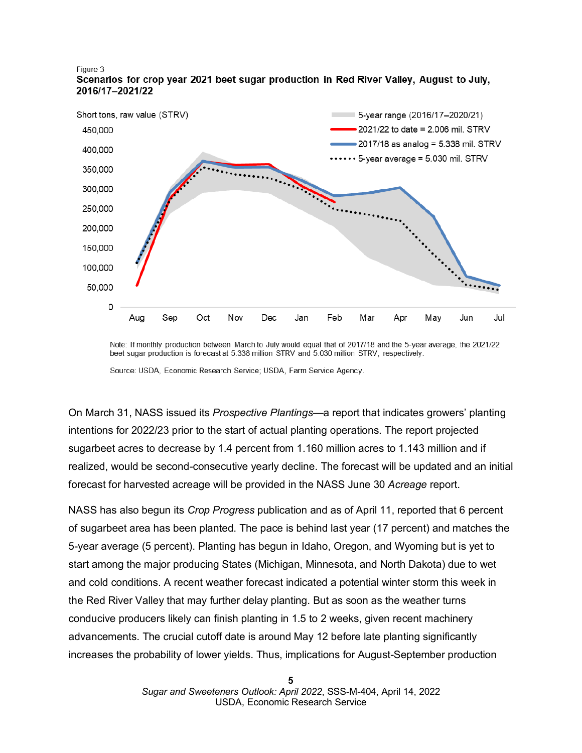Figure 3

**Scenarios for crop year 2021 beet sugar production in Red River Valley, August to July, 2016/17–2021/22**

Short tons, raw value (STRV)

5-year range (2016/17–2020/21)
2021/22 to date = 2.006 mil. STRV
2017/18 as analog = 5.338 mil. STRV
5-year average = 5.030 mil. STRV

Note: If monthly production between March to July would equal that of 2017/18 and the 5-year average, the 2021/22 beet sugar production is forecast at 5.338 million STRV and 5.030 million STRV, respectively.

Source: USDA, Economic Research Service; USDA, Farm Service Agency.

On March 31, NASS issued its *Prospective Plantings*—a report that indicates growers' planting intentions for 2022/23 prior to the start of actual planting operations. The report projected sugarbeet acres to decrease by 1.4 percent from 1.160 million acres to 1.143 million and if realized, would be second-consecutive yearly decline. The forecast will be updated and an initial forecast for harvested acreage will be provided in the NASS June 30 *Acreage* report.

NASS has also begun its *Crop Progress* publication and as of April 11, reported that 6 percent of sugarbeet area has been planted. The pace is behind last year (17 percent) and matches the 5-year average (5 percent). Planting has begun in Idaho, Oregon, and Wyoming but is yet to start among the major producing States (Michigan, Minnesota, and North Dakota) due to wet and cold conditions. A recent weather forecast indicated a potential winter storm this week in the Red River Valley that may further delay planting. But as soon as the weather turns conducive producers likely can finish planting in 1.5 to 2 weeks, given recent machinery advancements. The crucial cutoff date is around May 12 before late planting significantly increases the probability of lower yields. Thus, implications for August-September production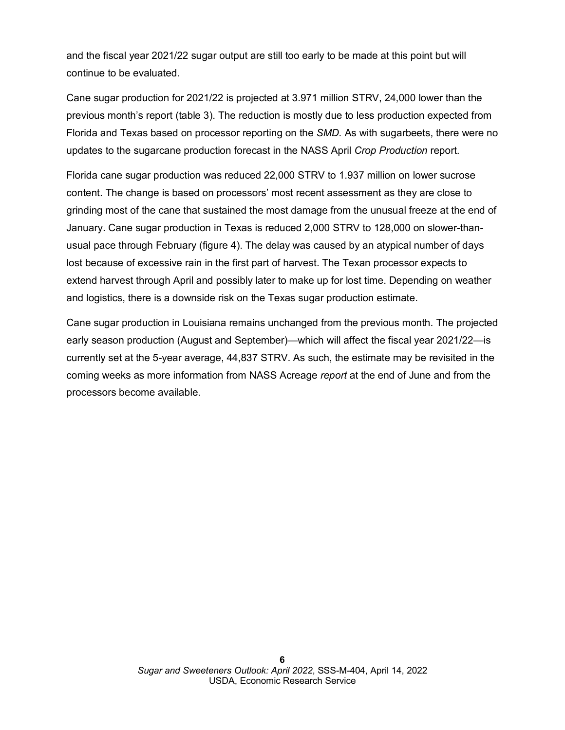and the fiscal year 2021/22 sugar output are still too early to be made at this point but will continue to be evaluated.

Cane sugar production for 2021/22 is projected at 3.971 million STRV, 24,000 lower than the previous month's report (table 3). The reduction is mostly due to less production expected from Florida and Texas based on processor reporting on the *SMD.* As with sugarbeets, there were no updates to the sugarcane production forecast in the NASS April *Crop Production* report.

Florida cane sugar production was reduced 22,000 STRV to 1.937 million on lower sucrose content. The change is based on processors' most recent assessment as they are close to grinding most of the cane that sustained the most damage from the unusual freeze at the end of January. Cane sugar production in Texas is reduced 2,000 STRV to 128,000 on slower-than-usual pace through February (figure 4). The delay was caused by an atypical number of days lost because of excessive rain in the first part of harvest. The Texan processor expects to extend harvest through April and possibly later to make up for lost time. Depending on weather and logistics, there is a downside risk on the Texas sugar production estimate.

Cane sugar production in Louisiana remains unchanged from the previous month. The projected early season production (August and September)—which will affect the fiscal year 2021/22—is currently set at the 5-year average, 44,837 STRV. As such, the estimate may be revisited in the coming weeks as more information from NASS Acreage *report* at the end of June and from the processors become available.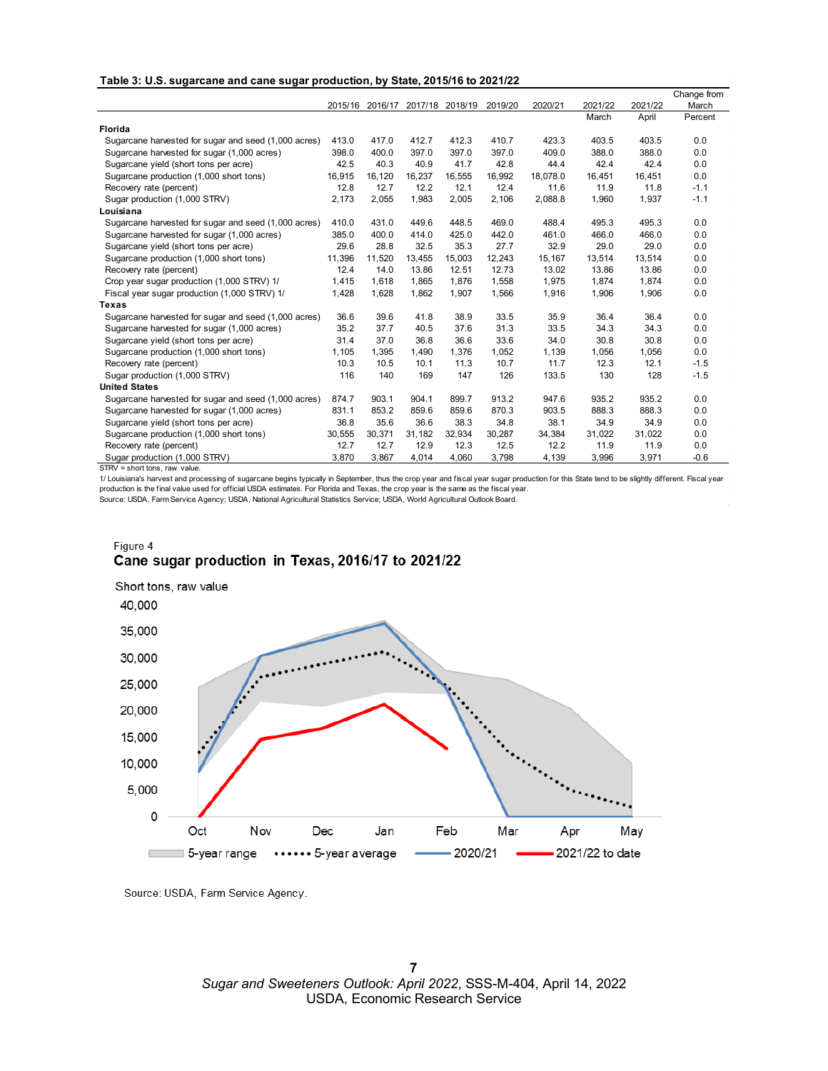**Table 3: U.S. sugarcane and cane sugar production, by State, 2015/16 to 2021/22**

| | 2015/16 | 2016/17 | 2017/18 | 2018/19 | 2019/20 | 2020/21 | 2021/22 March | 2021/22 April | Change from March Percent |
|---|---|---|---|---|---|---|---|---|---|
| **Florida** | | | | | | | | | |
| Sugarcane harvested for sugar and seed (1,000 acres) | 413.0 | 417.0 | 412.7 | 412.3 | 410.7 | 423.3 | 403.5 | 403.5 | 0.0 |
| Sugarcane harvested for sugar (1,000 acres) | 398.0 | 400.0 | 397.0 | 397.0 | 397.0 | 409.0 | 388.0 | 388.0 | 0.0 |
| Sugarcane yield (short tons per acre) | 42.5 | 40.3 | 40.9 | 41.7 | 42.8 | 44.4 | 42.4 | 42.4 | 0.0 |
| Sugarcane production (1,000 short tons) | 16,915 | 16,120 | 16,237 | 16,555 | 16,992 | 18,078.0 | 16,451 | 16,451 | 0.0 |
| Recovery rate (percent) | 12.8 | 12.7 | 12.2 | 12.1 | 12.4 | 11.6 | 11.9 | 11.8 | -1.1 |
| Sugar production (1,000 STRV) | 2,173 | 2,055 | 1,983 | 2,005 | 2,106 | 2,088.8 | 1,960 | 1,937 | -1.1 |
| **Louisiana** | | | | | | | | | |
| Sugarcane harvested for sugar and seed (1,000 acres) | 410.0 | 431.0 | 449.6 | 448.5 | 469.0 | 488.4 | 495.3 | 495.3 | 0.0 |
| Sugarcane harvested for sugar (1,000 acres) | 385.0 | 400.0 | 414.0 | 425.0 | 442.0 | 461.0 | 466.0 | 466.0 | 0.0 |
| Sugarcane yield (short tons per acre) | 29.6 | 28.8 | 32.5 | 35.3 | 27.7 | 32.9 | 29.0 | 29.0 | 0.0 |
| Sugarcane production (1,000 short tons) | 11,396 | 11,520 | 13,455 | 15,003 | 12,243 | 15,167 | 13,514 | 13,514 | 0.0 |
| Recovery rate (percent) | 12.4 | 14.0 | 13.86 | 12.51 | 12.73 | 13.02 | 13.86 | 13.86 | 0.0 |
| Crop year sugar production (1,000 STRV) 1/ | 1,415 | 1,618 | 1,865 | 1,876 | 1,558 | 1,975 | 1,874 | 1,874 | 0.0 |
| Fiscal year sugar production (1,000 STRV) 1/ | 1,428 | 1,628 | 1,862 | 1,907 | 1,566 | 1,916 | 1,906 | 1,906 | 0.0 |
| **Texas** | | | | | | | | | |
| Sugarcane harvested for sugar and seed (1,000 acres) | 36.6 | 39.6 | 41.8 | 38.9 | 33.5 | 35.9 | 36.4 | 36.4 | 0.0 |
| Sugarcane harvested for sugar (1,000 acres) | 35.2 | 37.7 | 40.5 | 37.6 | 31.3 | 33.5 | 34.3 | 34.3 | 0.0 |
| Sugarcane yield (short tons per acre) | 31.4 | 37.0 | 36.8 | 36.6 | 33.6 | 34.0 | 30.8 | 30.8 | 0.0 |
| Sugarcane production (1,000 short tons) | 1,105 | 1,395 | 1,490 | 1,376 | 1,052 | 1,139 | 1,056 | 1,056 | 0.0 |
| Recovery rate (percent) | 10.3 | 10.5 | 10.1 | 11.3 | 10.7 | 11.7 | 12.3 | 12.1 | -1.5 |
| Sugar production (1,000 STRV) | 116 | 140 | 169 | 147 | 126 | 133.5 | 130 | 128 | -1.5 |
| **United States** | | | | | | | | | |
| Sugarcane harvested for sugar and seed (1,000 acres) | 874.7 | 903.1 | 904.1 | 899.7 | 913.2 | 947.6 | 935.2 | 935.2 | 0.0 |
| Sugarcane harvested for sugar (1,000 acres) | 831.1 | 853.2 | 859.6 | 859.6 | 870.3 | 903.5 | 888.3 | 888.3 | 0.0 |
| Sugarcane yield (short tons per acre) | 36.8 | 35.6 | 36.6 | 38.3 | 34.8 | 38.1 | 34.9 | 34.9 | 0.0 |
| Sugarcane production (1,000 short tons) | 30,555 | 30,371 | 31,182 | 32,934 | 30,287 | 34,384 | 31,022 | 31,022 | 0.0 |
| Recovery rate (percent) | 12.7 | 12.7 | 12.9 | 12.3 | 12.5 | 12.2 | 11.9 | 11.9 | 0.0 |
| Sugar production (1,000 STRV) | 3,870 | 3,867 | 4,014 | 4,060 | 3,798 | 4,139 | 3,996 | 3,971 | -0.6 |

STRV = short tons, raw value.

1/ Louisiana's harvest and processing of sugarcane begins typically in September, thus the crop year and fiscal year sugar production for this State tend to be slightly different. Fiscal year production is the final value used for official USDA estimates. For Florida and Texas, the crop year is the same as the fiscal year.

Source: USDA, Farm Service Agency; USDA, National Agricultural Statistics Service; USDA, World Agricultural Outlook Board.

Figure 4

**Cane sugar production in Texas, 2016/17 to 2021/22**

Short tons, raw value

Legend: 5-year range; 5-year average; 2020/21; 2021/22 to date

Source: USDA, Farm Service Agency.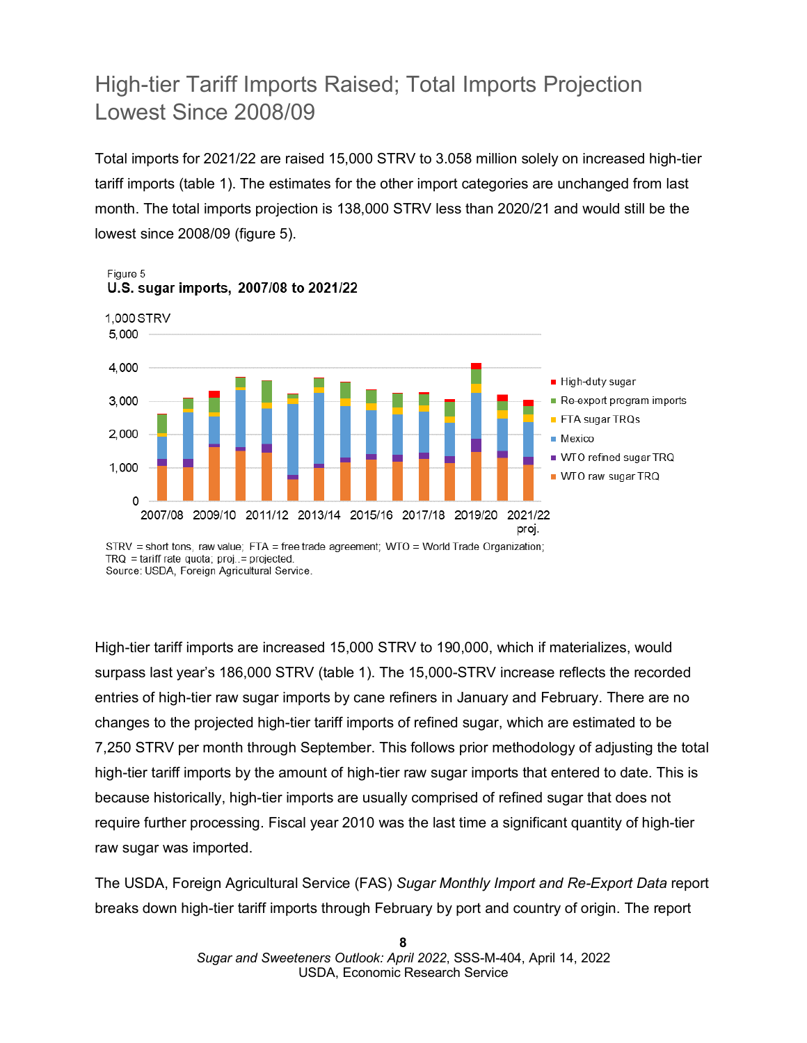## High-tier Tariff Imports Raised; Total Imports Projection Lowest Since 2008/09

Total imports for 2021/22 are raised 15,000 STRV to 3.058 million solely on increased high-tier tariff imports (table 1). The estimates for the other import categories are unchanged from last month. The total imports projection is 138,000 STRV less than 2020/21 and would still be the lowest since 2008/09 (figure 5).

Figure 5
**U.S. sugar imports, 2007/08 to 2021/22**

STRV = short tons, raw value; FTA = free trade agreement; WTO = World Trade Organization; TRQ = tariff rate quota; proj..= projected.
Source: USDA, Foreign Agricultural Service.

High-tier tariff imports are increased 15,000 STRV to 190,000, which if materializes, would surpass last year's 186,000 STRV (table 1). The 15,000-STRV increase reflects the recorded entries of high-tier raw sugar imports by cane refiners in January and February. There are no changes to the projected high-tier tariff imports of refined sugar, which are estimated to be 7,250 STRV per month through September. This follows prior methodology of adjusting the total high-tier tariff imports by the amount of high-tier raw sugar imports that entered to date. This is because historically, high-tier imports are usually comprised of refined sugar that does not require further processing. Fiscal year 2010 was the last time a significant quantity of high-tier raw sugar was imported.

The USDA, Foreign Agricultural Service (FAS) *Sugar Monthly Import and Re-Export Data* report breaks down high-tier tariff imports through February by port and country of origin. The report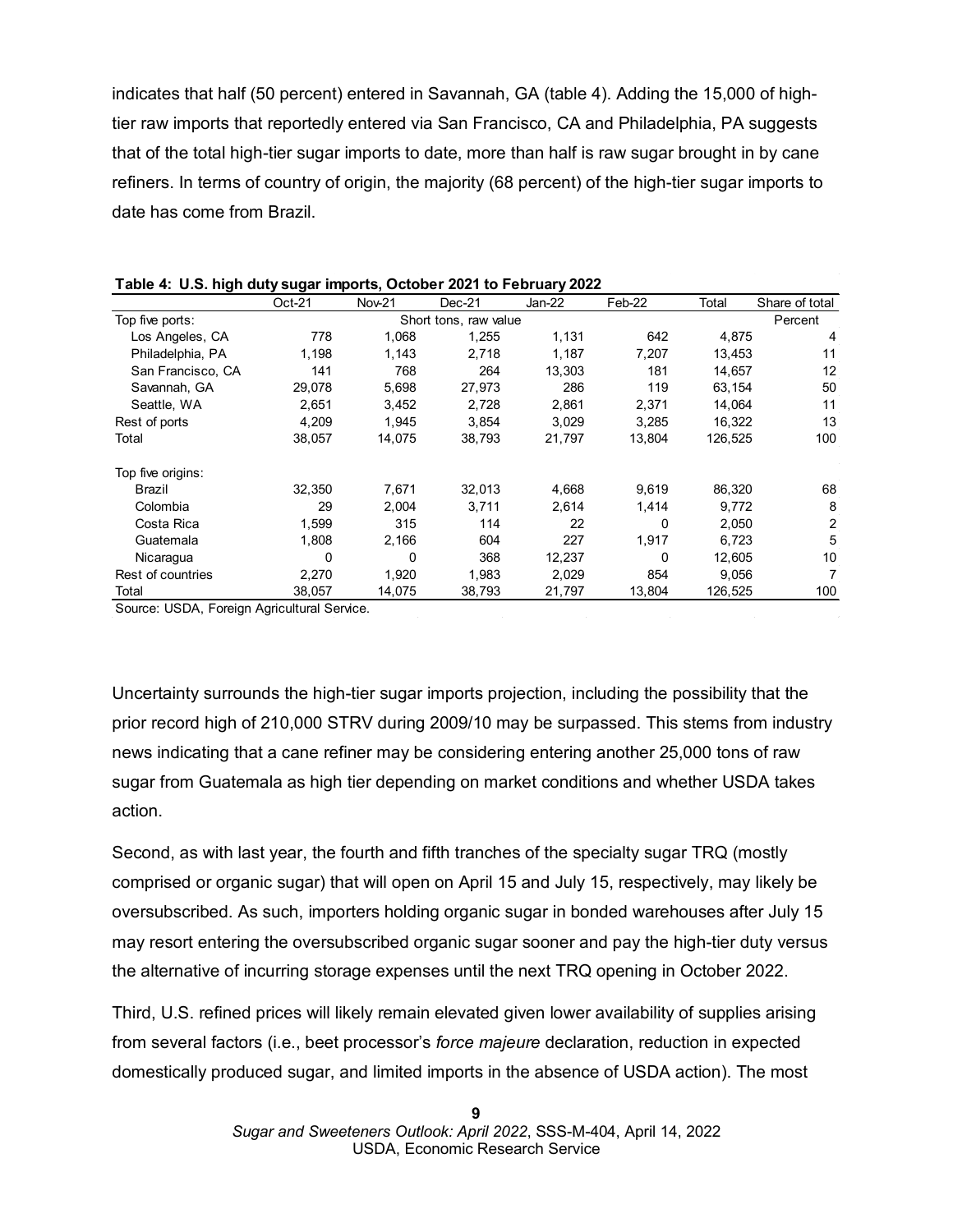indicates that half (50 percent) entered in Savannah, GA (table 4). Adding the 15,000 of high-tier raw imports that reportedly entered via San Francisco, CA and Philadelphia, PA suggests that of the total high-tier sugar imports to date, more than half is raw sugar brought in by cane refiners. In terms of country of origin, the majority (68 percent) of the high-tier sugar imports to date has come from Brazil.

**Table 4: U.S. high duty sugar imports, October 2021 to February 2022**

| | Oct-21 | Nov-21 | Dec-21 | Jan-22 | Feb-22 | Total | Share of total |
|---|---|---|---|---|---|---|---|
| Top five ports: | | | Short tons, raw value | | | | Percent |
| Los Angeles, CA | 778 | 1,068 | 1,255 | 1,131 | 642 | 4,875 | 4 |
| Philadelphia, PA | 1,198 | 1,143 | 2,718 | 1,187 | 7,207 | 13,453 | 11 |
| San Francisco, CA | 141 | 768 | 264 | 13,303 | 181 | 14,657 | 12 |
| Savannah, GA | 29,078 | 5,698 | 27,973 | 286 | 119 | 63,154 | 50 |
| Seattle, WA | 2,651 | 3,452 | 2,728 | 2,861 | 2,371 | 14,064 | 11 |
| Rest of ports | 4,209 | 1,945 | 3,854 | 3,029 | 3,285 | 16,322 | 13 |
| Total | 38,057 | 14,075 | 38,793 | 21,797 | 13,804 | 126,525 | 100 |
| | | | | | | | |
| Top five origins: | | | | | | | |
| Brazil | 32,350 | 7,671 | 32,013 | 4,668 | 9,619 | 86,320 | 68 |
| Colombia | 29 | 2,004 | 3,711 | 2,614 | 1,414 | 9,772 | 8 |
| Costa Rica | 1,599 | 315 | 114 | 22 | 0 | 2,050 | 2 |
| Guatemala | 1,808 | 2,166 | 604 | 227 | 1,917 | 6,723 | 5 |
| Nicaragua | 0 | 0 | 368 | 12,237 | 0 | 12,605 | 10 |
| Rest of countries | 2,270 | 1,920 | 1,983 | 2,029 | 854 | 9,056 | 7 |
| Total | 38,057 | 14,075 | 38,793 | 21,797 | 13,804 | 126,525 | 100 |

Source: USDA, Foreign Agricultural Service.

Uncertainty surrounds the high-tier sugar imports projection, including the possibility that the prior record high of 210,000 STRV during 2009/10 may be surpassed. This stems from industry news indicating that a cane refiner may be considering entering another 25,000 tons of raw sugar from Guatemala as high tier depending on market conditions and whether USDA takes action.

Second, as with last year, the fourth and fifth tranches of the specialty sugar TRQ (mostly comprised or organic sugar) that will open on April 15 and July 15, respectively, may likely be oversubscribed. As such, importers holding organic sugar in bonded warehouses after July 15 may resort entering the oversubscribed organic sugar sooner and pay the high-tier duty versus the alternative of incurring storage expenses until the next TRQ opening in October 2022.

Third, U.S. refined prices will likely remain elevated given lower availability of supplies arising from several factors (i.e., beet processor's *force majeure* declaration, reduction in expected domestically produced sugar, and limited imports in the absence of USDA action). The most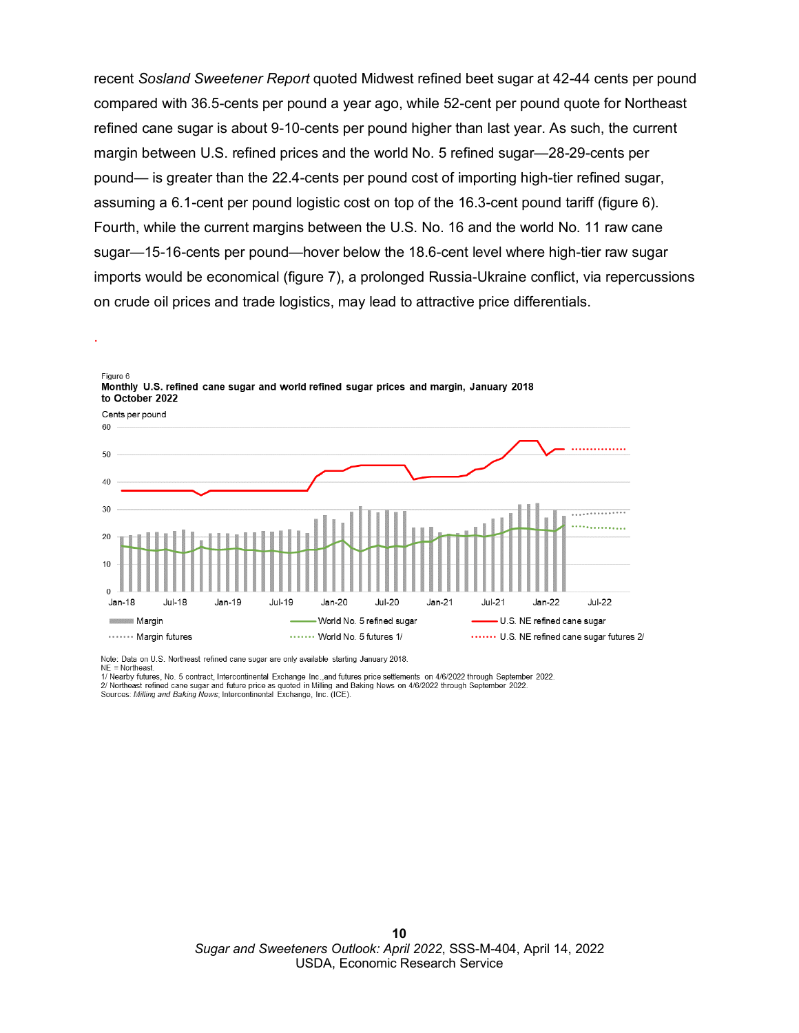recent *Sosland Sweetener Report* quoted Midwest refined beet sugar at 42-44 cents per pound compared with 36.5-cents per pound a year ago, while 52-cent per pound quote for Northeast refined cane sugar is about 9-10-cents per pound higher than last year. As such, the current margin between U.S. refined prices and the world No. 5 refined sugar—28-29-cents per pound— is greater than the 22.4-cents per pound cost of importing high-tier refined sugar, assuming a 6.1-cent per pound logistic cost on top of the 16.3-cent pound tariff (figure 6). Fourth, while the current margins between the U.S. No. 16 and the world No. 11 raw cane sugar—15-16-cents per pound—hover below the 18.6-cent level where high-tier raw sugar imports would be economical (figure 7), a prolonged Russia-Ukraine conflict, via repercussions on crude oil prices and trade logistics, may lead to attractive price differentials.

Figure 6
**Monthly U.S. refined cane sugar and world refined sugar prices and margin, January 2018 to October 2022**

Cents per pound

Legend: Margin; World No. 5 refined sugar; U.S. NE refined cane sugar; Margin futures; World No. 5 futures 1/; U.S. NE refined cane sugar futures 2/

Note: Data on U.S. Northeast refined cane sugar are only available starting January 2018.
NE = Northeast.
1/ Nearby futures, No. 5 contract, Intercontinental Exchange Inc.,and futures price settlements on 4/6/2022 through September 2022.
2/ Northeast refined cane sugar and future price as quoted in Milling and Baking News on 4/6/2022 through September 2022.
Sources: *Milling and Baking News*; Intercontinental Exchange, Inc. (ICE).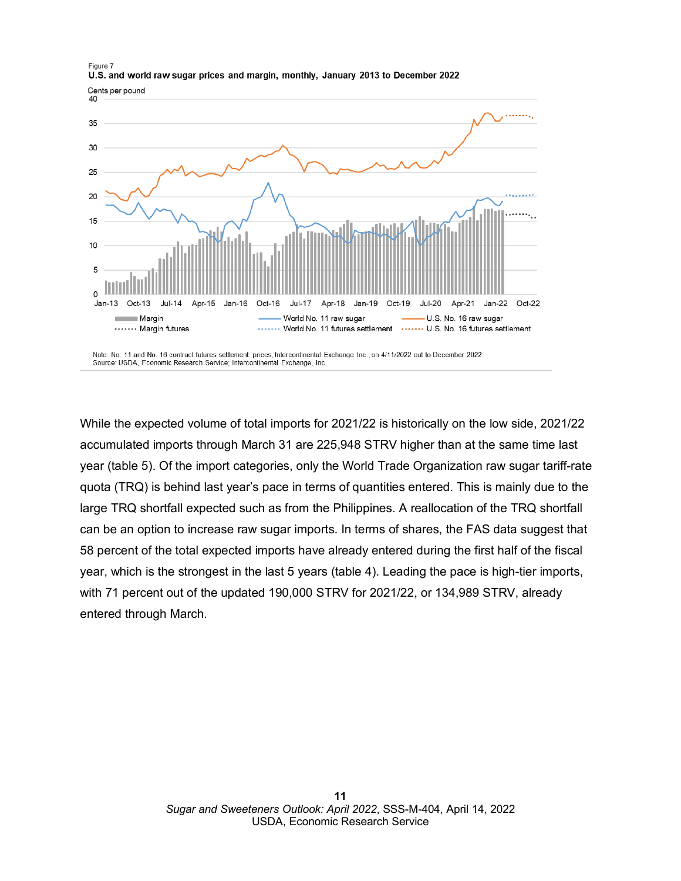Figure 7

**U.S. and world raw sugar prices and margin, monthly, January 2013 to December 2022**

Cents per pound

Margin · Margin futures · World No. 11 raw sugar · World No. 11 futures settlement · U.S. No. 16 raw sugar · U.S. No. 16 futures settlement

Note: No. 11 and No. 16 contract futures settlement prices, Intercontinental Exchange Inc., on 4/11/2022 out to December 2022.
Source: USDA, Economic Research Service; Intercontinental Exchange, Inc.

While the expected volume of total imports for 2021/22 is historically on the low side, 2021/22 accumulated imports through March 31 are 225,948 STRV higher than at the same time last year (table 5). Of the import categories, only the World Trade Organization raw sugar tariff-rate quota (TRQ) is behind last year's pace in terms of quantities entered. This is mainly due to the large TRQ shortfall expected such as from the Philippines. A reallocation of the TRQ shortfall can be an option to increase raw sugar imports. In terms of shares, the FAS data suggest that 58 percent of the total expected imports have already entered during the first half of the fiscal year, which is the strongest in the last 5 years (table 4). Leading the pace is high-tier imports, with 71 percent out of the updated 190,000 STRV for 2021/22, or 134,989 STRV, already entered through March.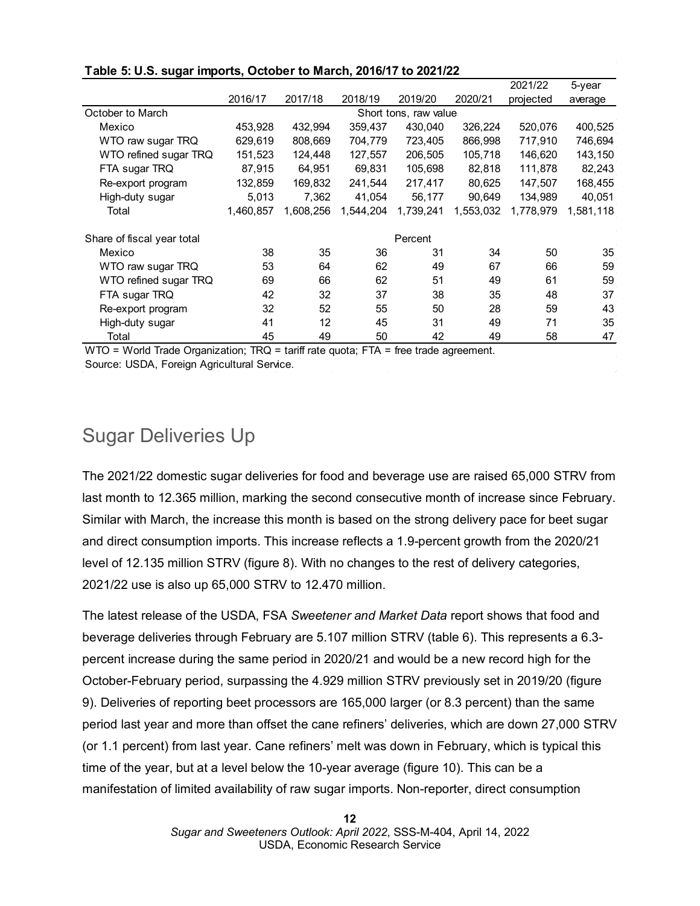**Table 5: U.S. sugar imports, October to March, 2016/17 to 2021/22**

| | 2016/17 | 2017/18 | 2018/19 | 2019/20 | 2020/21 | 2021/22 projected | 5-year average |
|---|---|---|---|---|---|---|---|
| October to March | | | | Short tons, raw value | | | |
| Mexico | 453,928 | 432,994 | 359,437 | 430,040 | 326,224 | 520,076 | 400,525 |
| WTO raw sugar TRQ | 629,619 | 808,669 | 704,779 | 723,405 | 866,998 | 717,910 | 746,694 |
| WTO refined sugar TRQ | 151,523 | 124,448 | 127,557 | 206,505 | 105,718 | 146,620 | 143,150 |
| FTA sugar TRQ | 87,915 | 64,951 | 69,831 | 105,698 | 82,818 | 111,878 | 82,243 |
| Re-export program | 132,859 | 169,832 | 241,544 | 217,417 | 80,625 | 147,507 | 168,455 |
| High-duty sugar | 5,013 | 7,362 | 41,054 | 56,177 | 90,649 | 134,989 | 40,051 |
| Total | 1,460,857 | 1,608,256 | 1,544,204 | 1,739,241 | 1,553,032 | 1,778,979 | 1,581,118 |
| Share of fiscal year total | | | | Percent | | | |
| Mexico | 38 | 35 | 36 | 31 | 34 | 50 | 35 |
| WTO raw sugar TRQ | 53 | 64 | 62 | 49 | 67 | 66 | 59 |
| WTO refined sugar TRQ | 69 | 66 | 62 | 51 | 49 | 61 | 59 |
| FTA sugar TRQ | 42 | 32 | 37 | 38 | 35 | 48 | 37 |
| Re-export program | 32 | 52 | 55 | 50 | 28 | 59 | 43 |
| High-duty sugar | 41 | 12 | 45 | 31 | 49 | 71 | 35 |
| Total | 45 | 49 | 50 | 42 | 49 | 58 | 47 |

WTO = World Trade Organization; TRQ = tariff rate quota; FTA = free trade agreement.
Source: USDA, Foreign Agricultural Service.

## Sugar Deliveries Up

The 2021/22 domestic sugar deliveries for food and beverage use are raised 65,000 STRV from last month to 12.365 million, marking the second consecutive month of increase since February. Similar with March, the increase this month is based on the strong delivery pace for beet sugar and direct consumption imports. This increase reflects a 1.9-percent growth from the 2020/21 level of 12.135 million STRV (figure 8). With no changes to the rest of delivery categories, 2021/22 use is also up 65,000 STRV to 12.470 million.

The latest release of the USDA, FSA *Sweetener and Market Data* report shows that food and beverage deliveries through February are 5.107 million STRV (table 6). This represents a 6.3-percent increase during the same period in 2020/21 and would be a new record high for the October-February period, surpassing the 4.929 million STRV previously set in 2019/20 (figure 9). Deliveries of reporting beet processors are 165,000 larger (or 8.3 percent) than the same period last year and more than offset the cane refiners' deliveries, which are down 27,000 STRV (or 1.1 percent) from last year. Cane refiners' melt was down in February, which is typical this time of the year, but at a level below the 10-year average (figure 10). This can be a manifestation of limited availability of raw sugar imports. Non-reporter, direct consumption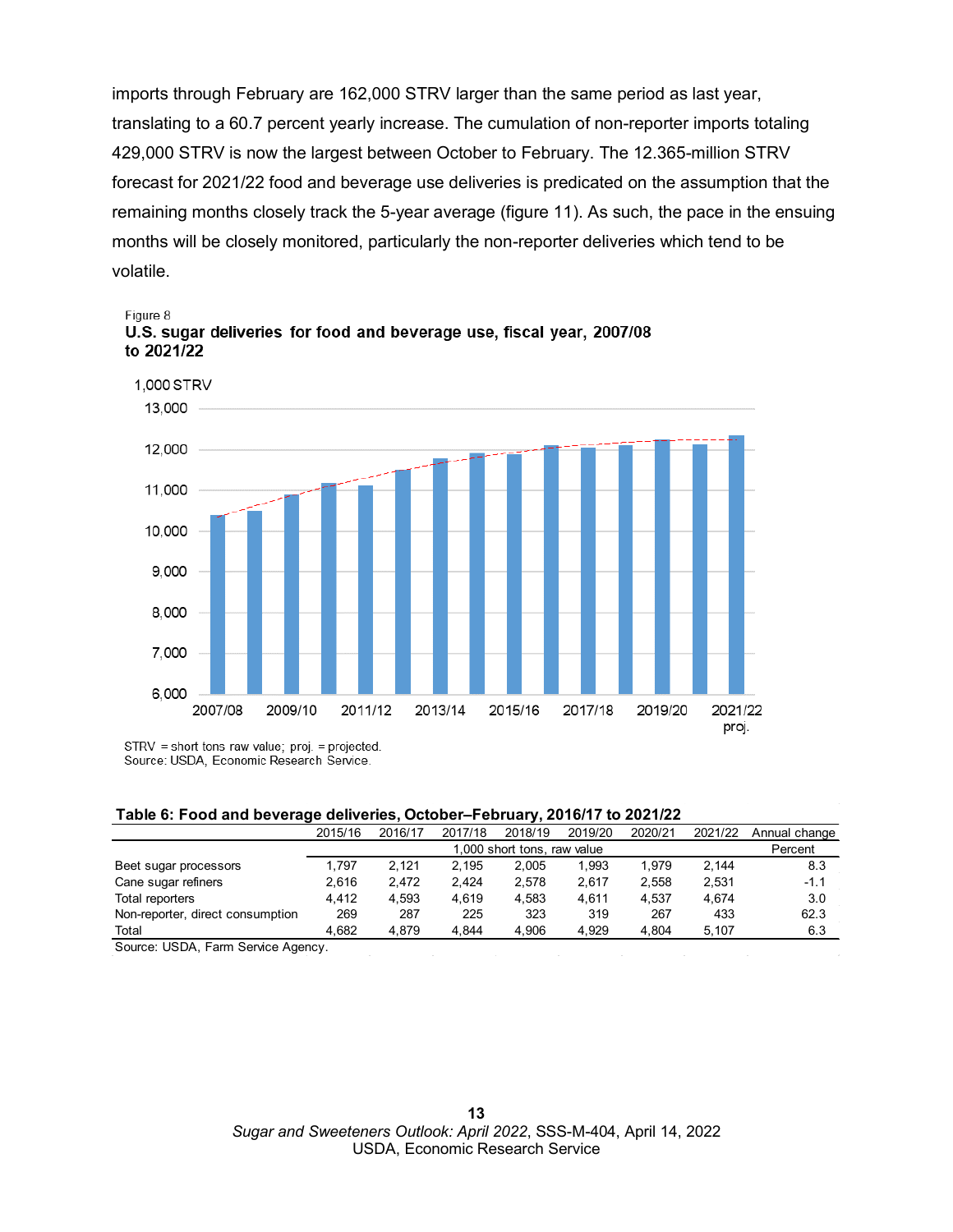imports through February are 162,000 STRV larger than the same period as last year, translating to a 60.7 percent yearly increase. The cumulation of non-reporter imports totaling 429,000 STRV is now the largest between October to February. The 12.365-million STRV forecast for 2021/22 food and beverage use deliveries is predicated on the assumption that the remaining months closely track the 5-year average (figure 11). As such, the pace in the ensuing months will be closely monitored, particularly the non-reporter deliveries which tend to be volatile.

Figure 8

**U.S. sugar deliveries for food and beverage use, fiscal year, 2007/08 to 2021/22**

STRV = short tons raw value; proj. = projected.
Source: USDA, Economic Research Service.

**Table 6: Food and beverage deliveries, October–February, 2016/17 to 2021/22**

| | 2015/16 | 2016/17 | 2017/18 | 2018/19 | 2019/20 | 2020/21 | 2021/22 | Annual change |
|---|---|---|---|---|---|---|---|---|
| | 1,000 short tons, raw value | | | | | | | Percent |
| Beet sugar processors | 1,797 | 2,121 | 2,195 | 2,005 | 1,993 | 1,979 | 2,144 | 8.3 |
| Cane sugar refiners | 2,616 | 2,472 | 2,424 | 2,578 | 2,617 | 2,558 | 2,531 | -1.1 |
| Total reporters | 4,412 | 4,593 | 4,619 | 4,583 | 4,611 | 4,537 | 4,674 | 3.0 |
| Non-reporter, direct consumption | 269 | 287 | 225 | 323 | 319 | 267 | 433 | 62.3 |
| Total | 4,682 | 4,879 | 4,844 | 4,906 | 4,929 | 4,804 | 5,107 | 6.3 |

Source: USDA, Farm Service Agency.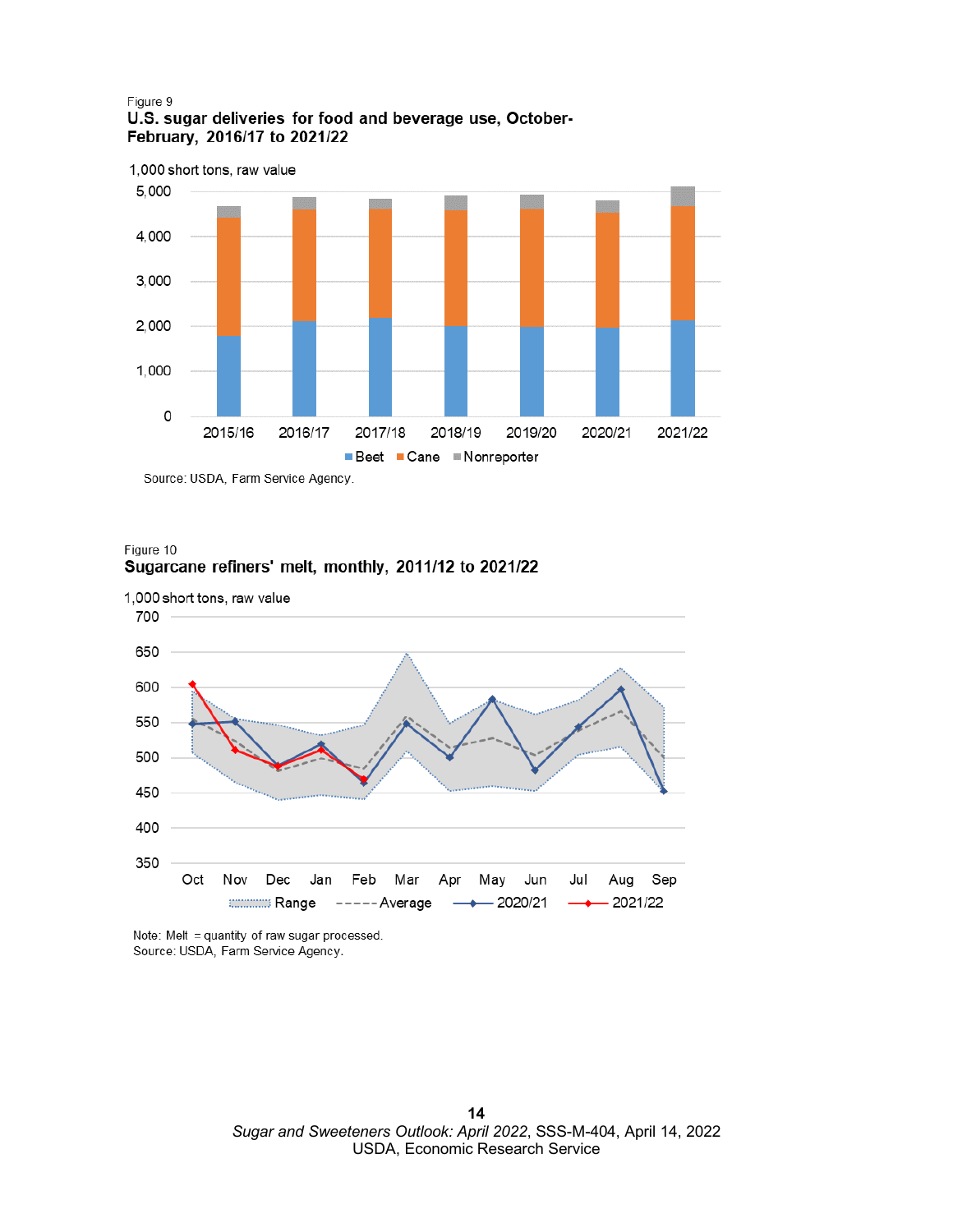Figure 9

**U.S. sugar deliveries for food and beverage use, October-February, 2016/17 to 2021/22**

1,000 short tons, raw value

Beet, Cane, Nonreporter

Source: USDA, Farm Service Agency.

Figure 10

**Sugarcane refiners' melt, monthly, 2011/12 to 2021/22**

1,000 short tons, raw value

Range, Average, 2020/21, 2021/22

Note: Melt = quantity of raw sugar processed.
Source: USDA, Farm Service Agency.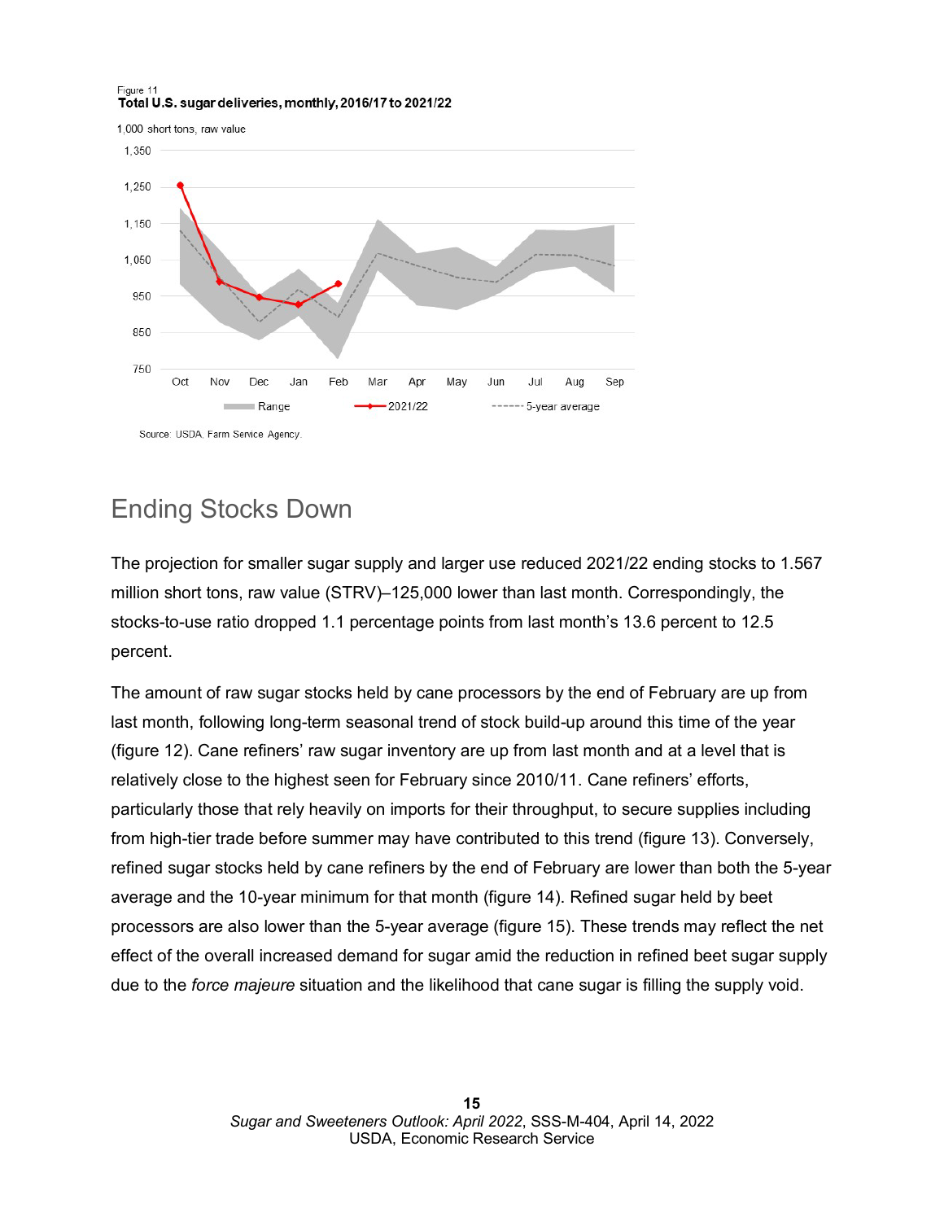Figure 11
**Total U.S. sugar deliveries, monthly, 2016/17 to 2021/22**

1,000 short tons, raw value

Source: USDA, Farm Service Agency.

## Ending Stocks Down

The projection for smaller sugar supply and larger use reduced 2021/22 ending stocks to 1.567 million short tons, raw value (STRV)–125,000 lower than last month. Correspondingly, the stocks-to-use ratio dropped 1.1 percentage points from last month's 13.6 percent to 12.5 percent.

The amount of raw sugar stocks held by cane processors by the end of February are up from last month, following long-term seasonal trend of stock build-up around this time of the year (figure 12). Cane refiners' raw sugar inventory are up from last month and at a level that is relatively close to the highest seen for February since 2010/11. Cane refiners' efforts, particularly those that rely heavily on imports for their throughput, to secure supplies including from high-tier trade before summer may have contributed to this trend (figure 13). Conversely, refined sugar stocks held by cane refiners by the end of February are lower than both the 5-year average and the 10-year minimum for that month (figure 14). Refined sugar held by beet processors are also lower than the 5-year average (figure 15). These trends may reflect the net effect of the overall increased demand for sugar amid the reduction in refined beet sugar supply due to the *force majeure* situation and the likelihood that cane sugar is filling the supply void.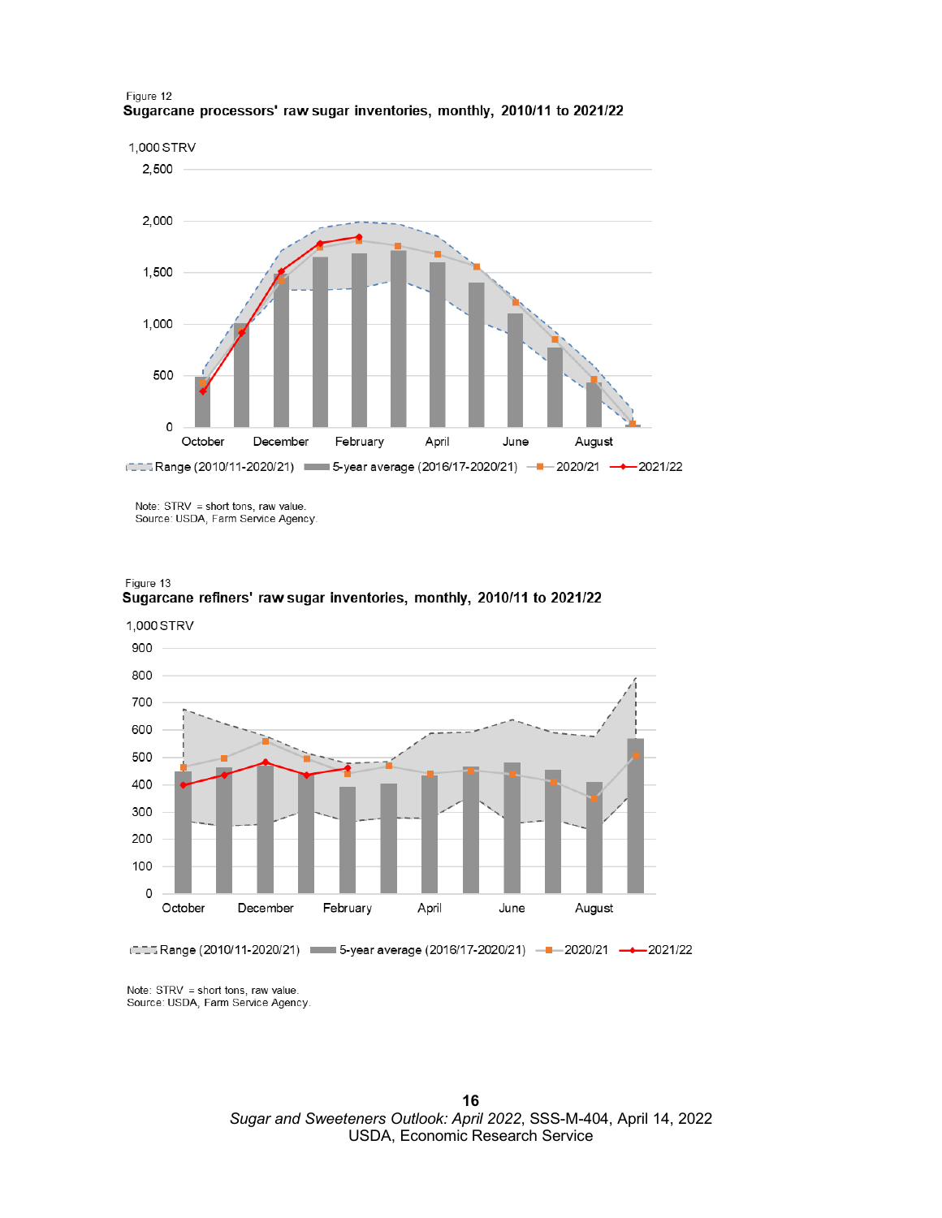Figure 12

**Sugarcane processors' raw sugar inventories, monthly, 2010/11 to 2021/22**

1,000 STRV

Range (2010/11-2020/21) | 5-year average (2016/17-2020/21) | 2020/21 | 2021/22

Note: STRV = short tons, raw value.
Source: USDA, Farm Service Agency.

Figure 13

**Sugarcane refiners' raw sugar inventories, monthly, 2010/11 to 2021/22**

1,000 STRV

Range (2010/11-2020/21) | 5-year average (2016/17-2020/21) | 2020/21 | 2021/22

Note: STRV = short tons, raw value.
Source: USDA, Farm Service Agency.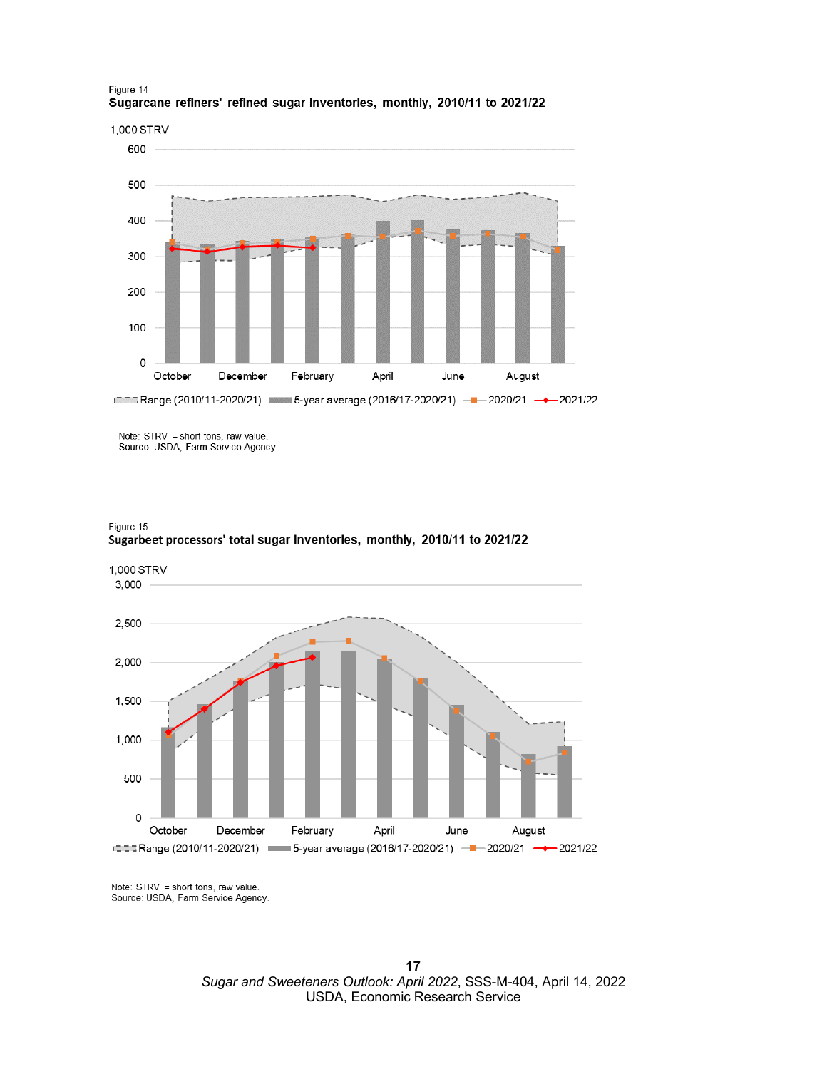Figure 14

**Sugarcane refiners' refined sugar inventories, monthly, 2010/11 to 2021/22**

1,000 STRV

Range (2010/11-2020/21) | 5-year average (2016/17-2020/21) | 2020/21 | 2021/22

Note: STRV = short tons, raw value.
Source: USDA, Farm Service Agency.

Figure 15

**Sugarbeet processors' total sugar inventories, monthly, 2010/11 to 2021/22**

1,000 STRV

Range (2010/11-2020/21) | 5-year average (2016/17-2020/21) | 2020/21 | 2021/22

Note: STRV = short tons, raw value.
Source: USDA, Farm Service Agency.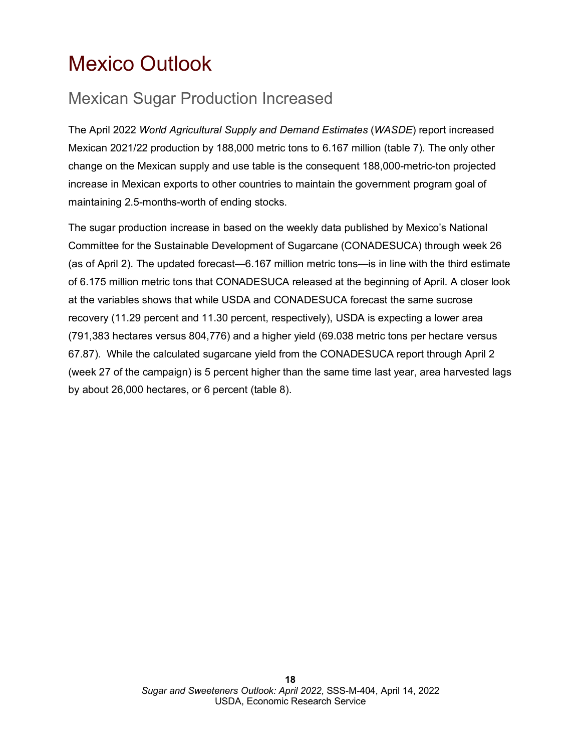# Mexico Outlook

## Mexican Sugar Production Increased

The April 2022 *World Agricultural Supply and Demand Estimates* (*WASDE*) report increased Mexican 2021/22 production by 188,000 metric tons to 6.167 million (table 7). The only other change on the Mexican supply and use table is the consequent 188,000-metric-ton projected increase in Mexican exports to other countries to maintain the government program goal of maintaining 2.5-months-worth of ending stocks.

The sugar production increase in based on the weekly data published by Mexico's National Committee for the Sustainable Development of Sugarcane (CONADESUCA) through week 26 (as of April 2). The updated forecast—6.167 million metric tons—is in line with the third estimate of 6.175 million metric tons that CONADESUCA released at the beginning of April. A closer look at the variables shows that while USDA and CONADESUCA forecast the same sucrose recovery (11.29 percent and 11.30 percent, respectively), USDA is expecting a lower area (791,383 hectares versus 804,776) and a higher yield (69.038 metric tons per hectare versus 67.87). While the calculated sugarcane yield from the CONADESUCA report through April 2 (week 27 of the campaign) is 5 percent higher than the same time last year, area harvested lags by about 26,000 hectares, or 6 percent (table 8).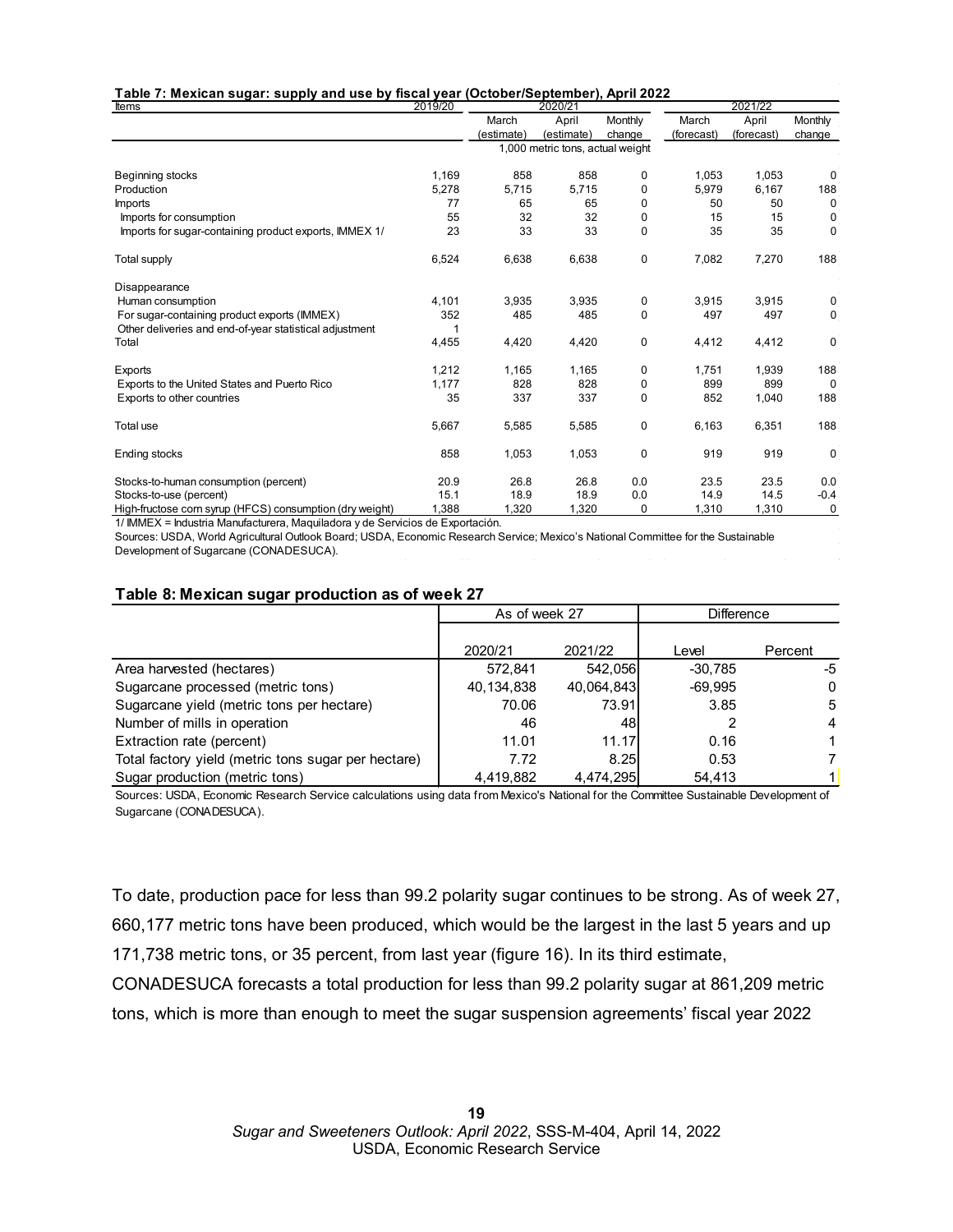**Table 7: Mexican sugar: supply and use by fiscal year (October/September), April 2022**

| Items | 2019/20 | 2020/21 | | | 2021/22 | | |
|---|---|---|---|---|---|---|---|
| | | March (estimate) | April (estimate) | Monthly change | March (forecast) | April (forecast) | Monthly change |
| | | 1,000 metric tons, actual weight | | | | | |
| Beginning stocks | 1,169 | 858 | 858 | 0 | 1,053 | 1,053 | 0 |
| Production | 5,278 | 5,715 | 5,715 | 0 | 5,979 | 6,167 | 188 |
| Imports | 77 | 65 | 65 | 0 | 50 | 50 | 0 |
| Imports for consumption | 55 | 32 | 32 | 0 | 15 | 15 | 0 |
| Imports for sugar-containing product exports, IMMEX 1/ | 23 | 33 | 33 | 0 | 35 | 35 | 0 |
| Total supply | 6,524 | 6,638 | 6,638 | 0 | 7,082 | 7,270 | 188 |
| Disappearance | | | | | | | |
| Human consumption | 4,101 | 3,935 | 3,935 | 0 | 3,915 | 3,915 | 0 |
| For sugar-containing product exports (IMMEX) | 352 | 485 | 485 | 0 | 497 | 497 | 0 |
| Other deliveries and end-of-year statistical adjustment | 1 | | | | | | |
| Total | 4,455 | 4,420 | 4,420 | 0 | 4,412 | 4,412 | 0 |
| Exports | 1,212 | 1,165 | 1,165 | 0 | 1,751 | 1,939 | 188 |
| Exports to the United States and Puerto Rico | 1,177 | 828 | 828 | 0 | 899 | 899 | 0 |
| Exports to other countries | 35 | 337 | 337 | 0 | 852 | 1,040 | 188 |
| Total use | 5,667 | 5,585 | 5,585 | 0 | 6,163 | 6,351 | 188 |
| Ending stocks | 858 | 1,053 | 1,053 | 0 | 919 | 919 | 0 |
| Stocks-to-human consumption (percent) | 20.9 | 26.8 | 26.8 | 0.0 | 23.5 | 23.5 | 0.0 |
| Stocks-to-use (percent) | 15.1 | 18.9 | 18.9 | 0.0 | 14.9 | 14.5 | -0.4 |
| High-fructose corn syrup (HFCS) consumption (dry weight) | 1,388 | 1,320 | 1,320 | 0 | 1,310 | 1,310 | 0 |

1/ IMMEX = Industria Manufacturera, Maquiladora y de Servicios de Exportación.

Sources: USDA, World Agricultural Outlook Board; USDA, Economic Research Service; Mexico's National Committee for the Sustainable Development of Sugarcane (CONADESUCA).

**Table 8: Mexican sugar production as of week 27**

| | As of week 27 | | Difference | |
|---|---|---|---|---|
| | 2020/21 | 2021/22 | Level | Percent |
| Area harvested (hectares) | 572,841 | 542,056 | -30,785 | -5 |
| Sugarcane processed (metric tons) | 40,134,838 | 40,064,843 | -69,995 | 0 |
| Sugarcane yield (metric tons per hectare) | 70.06 | 73.91 | 3.85 | 5 |
| Number of mills in operation | 46 | 48 | 2 | 4 |
| Extraction rate (percent) | 11.01 | 11.17 | 0.16 | 1 |
| Total factory yield (metric tons sugar per hectare) | 7.72 | 8.25 | 0.53 | 7 |
| Sugar production (metric tons) | 4,419,882 | 4,474,295 | 54,413 | 1 |

Sources: USDA, Economic Research Service calculations using data from Mexico's National for the Committee Sustainable Development of Sugarcane (CONADESUCA).

To date, production pace for less than 99.2 polarity sugar continues to be strong. As of week 27, 660,177 metric tons have been produced, which would be the largest in the last 5 years and up 171,738 metric tons, or 35 percent, from last year (figure 16). In its third estimate, CONADESUCA forecasts a total production for less than 99.2 polarity sugar at 861,209 metric tons, which is more than enough to meet the sugar suspension agreements' fiscal year 2022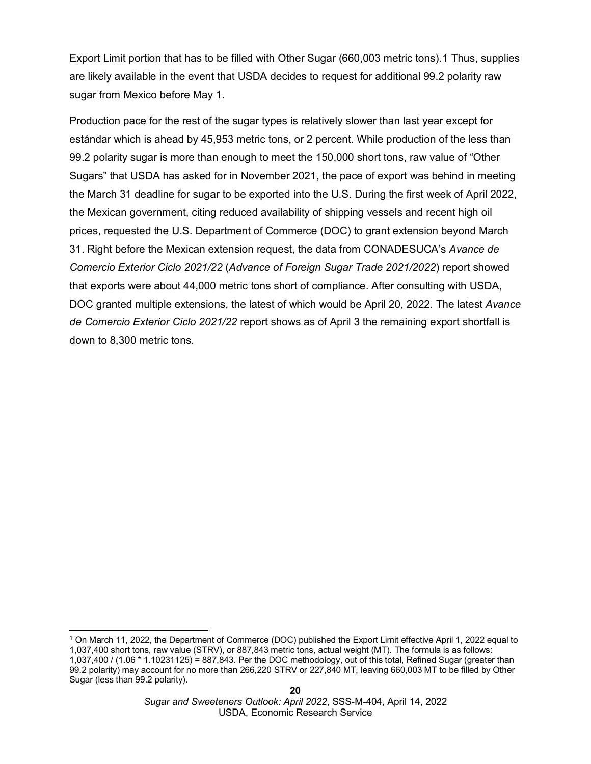Export Limit portion that has to be filled with Other Sugar (660,003 metric tons).[1] Thus, supplies are likely available in the event that USDA decides to request for additional 99.2 polarity raw sugar from Mexico before May 1.

Production pace for the rest of the sugar types is relatively slower than last year except for estándar which is ahead by 45,953 metric tons, or 2 percent. While production of the less than 99.2 polarity sugar is more than enough to meet the 150,000 short tons, raw value of "Other Sugars" that USDA has asked for in November 2021, the pace of export was behind in meeting the March 31 deadline for sugar to be exported into the U.S. During the first week of April 2022, the Mexican government, citing reduced availability of shipping vessels and recent high oil prices, requested the U.S. Department of Commerce (DOC) to grant extension beyond March 31. Right before the Mexican extension request, the data from CONADESUCA's *Avance de Comercio Exterior Ciclo 2021/22* (*Advance of Foreign Sugar Trade 2021/2022*) report showed that exports were about 44,000 metric tons short of compliance. After consulting with USDA, DOC granted multiple extensions, the latest of which would be April 20, 2022. The latest *Avance de Comercio Exterior Ciclo 2021/22* report shows as of April 3 the remaining export shortfall is down to 8,300 metric tons.

---

[1] On March 11, 2022, the Department of Commerce (DOC) published the Export Limit effective April 1, 2022 equal to 1,037,400 short tons, raw value (STRV), or 887,843 metric tons, actual weight (MT). The formula is as follows: 1,037,400 / (1.06 * 1.10231125) = 887,843. Per the DOC methodology, out of this total, Refined Sugar (greater than 99.2 polarity) may account for no more than 266,220 STRV or 227,840 MT, leaving 660,003 MT to be filled by Other Sugar (less than 99.2 polarity).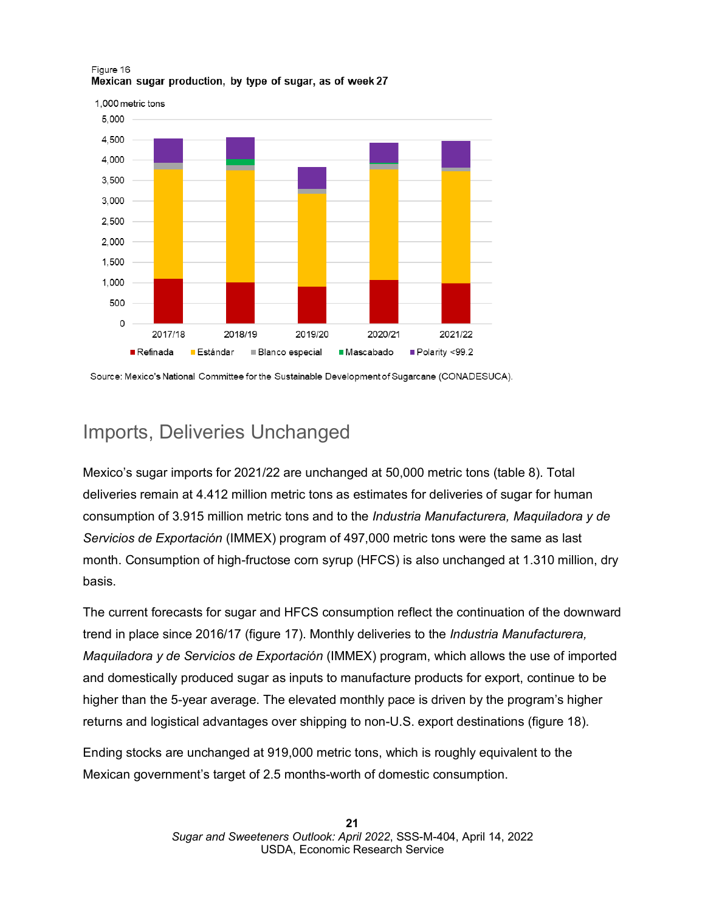Figure 16
**Mexican sugar production, by type of sugar, as of week 27**

Source: Mexico's National Committee for the Sustainable Development of Sugarcane (CONADESUCA).

## Imports, Deliveries Unchanged

Mexico's sugar imports for 2021/22 are unchanged at 50,000 metric tons (table 8). Total deliveries remain at 4.412 million metric tons as estimates for deliveries of sugar for human consumption of 3.915 million metric tons and to the *Industria Manufacturera, Maquiladora y de Servicios de Exportación* (IMMEX) program of 497,000 metric tons were the same as last month. Consumption of high-fructose corn syrup (HFCS) is also unchanged at 1.310 million, dry basis.

The current forecasts for sugar and HFCS consumption reflect the continuation of the downward trend in place since 2016/17 (figure 17). Monthly deliveries to the *Industria Manufacturera, Maquiladora y de Servicios de Exportación* (IMMEX) program, which allows the use of imported and domestically produced sugar as inputs to manufacture products for export, continue to be higher than the 5-year average. The elevated monthly pace is driven by the program's higher returns and logistical advantages over shipping to non-U.S. export destinations (figure 18).

Ending stocks are unchanged at 919,000 metric tons, which is roughly equivalent to the Mexican government's target of 2.5 months-worth of domestic consumption.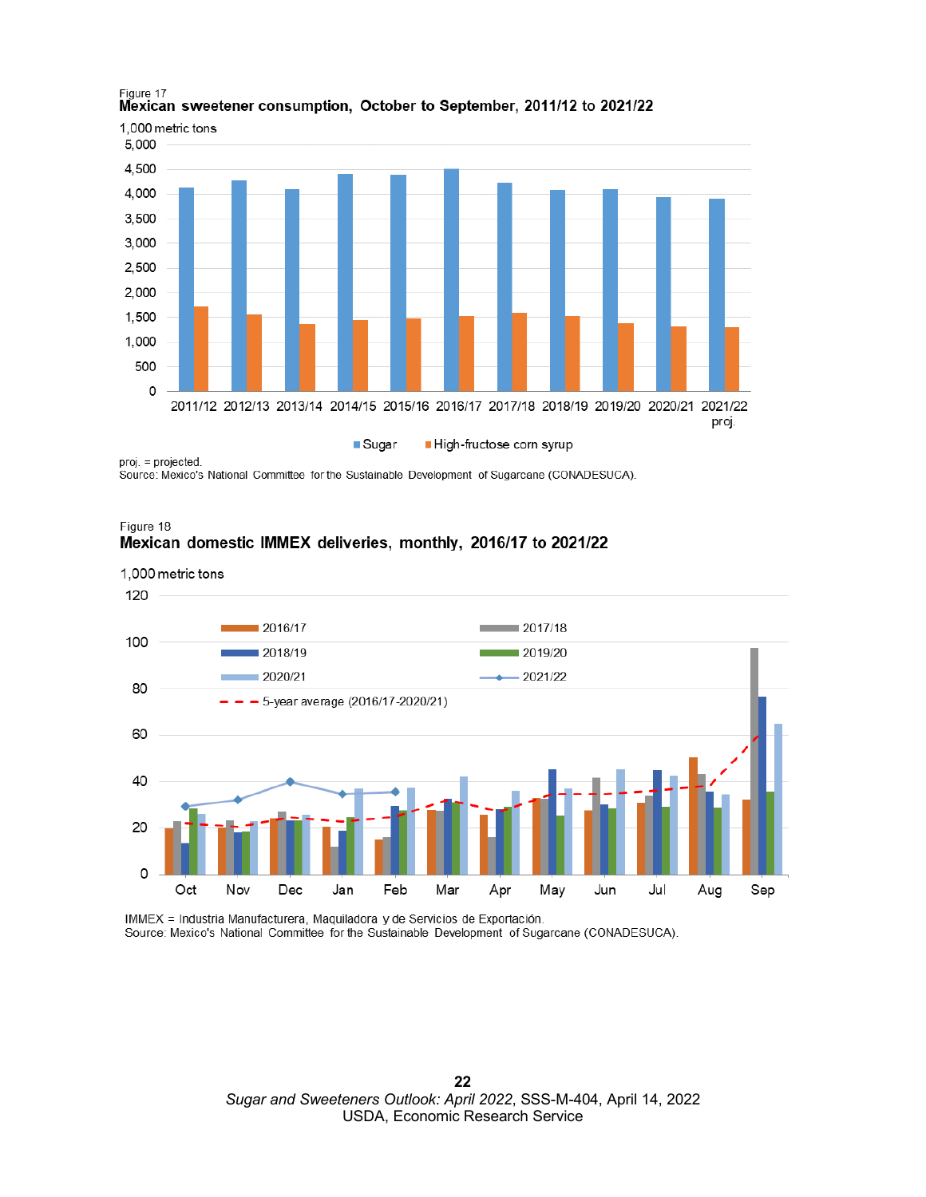Figure 17

**Mexican sweetener consumption, October to September, 2011/12 to 2021/22**

1,000 metric tons

proj. = projected.

Source: Mexico's National Committee for the Sustainable Development of Sugarcane (CONADESUCA).

Figure 18

**Mexican domestic IMMEX deliveries, monthly, 2016/17 to 2021/22**

1,000 metric tons

IMMEX = Industria Manufacturera, Maquiladora y de Servicios de Exportación.

Source: Mexico's National Committee for the Sustainable Development of Sugarcane (CONADESUCA).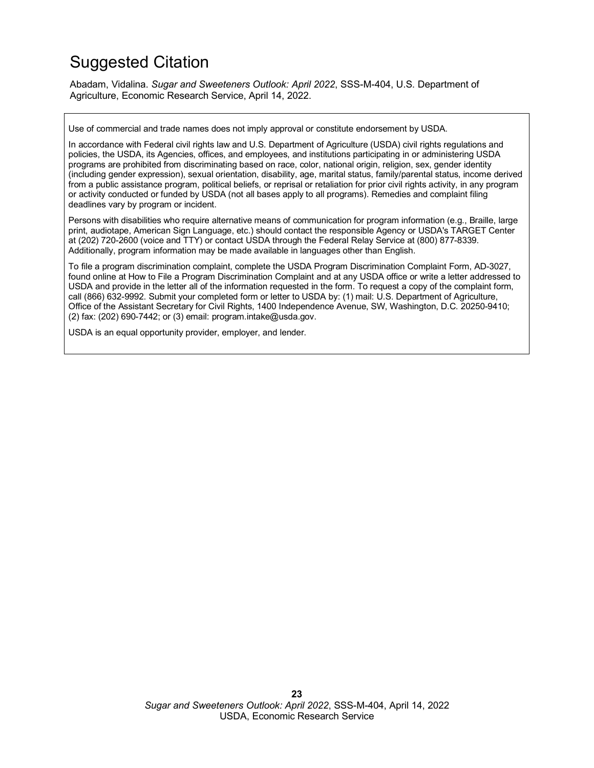## Suggested Citation

Abadam, Vidalina. *Sugar and Sweeteners Outlook: April 2022*, SSS-M-404, U.S. Department of Agriculture, Economic Research Service, April 14, 2022.

Use of commercial and trade names does not imply approval or constitute endorsement by USDA.

In accordance with Federal civil rights law and U.S. Department of Agriculture (USDA) civil rights regulations and policies, the USDA, its Agencies, offices, and employees, and institutions participating in or administering USDA programs are prohibited from discriminating based on race, color, national origin, religion, sex, gender identity (including gender expression), sexual orientation, disability, age, marital status, family/parental status, income derived from a public assistance program, political beliefs, or reprisal or retaliation for prior civil rights activity, in any program or activity conducted or funded by USDA (not all bases apply to all programs). Remedies and complaint filing deadlines vary by program or incident.

Persons with disabilities who require alternative means of communication for program information (e.g., Braille, large print, audiotape, American Sign Language, etc.) should contact the responsible Agency or USDA's TARGET Center at (202) 720-2600 (voice and TTY) or contact USDA through the Federal Relay Service at (800) 877-8339. Additionally, program information may be made available in languages other than English.

To file a program discrimination complaint, complete the USDA Program Discrimination Complaint Form, AD-3027, found online at How to File a Program Discrimination Complaint and at any USDA office or write a letter addressed to USDA and provide in the letter all of the information requested in the form. To request a copy of the complaint form, call (866) 632-9992. Submit your completed form or letter to USDA by: (1) mail: U.S. Department of Agriculture, Office of the Assistant Secretary for Civil Rights, 1400 Independence Avenue, SW, Washington, D.C. 20250-9410; (2) fax: (202) 690-7442; or (3) email: program.intake@usda.gov.

USDA is an equal opportunity provider, employer, and lender.